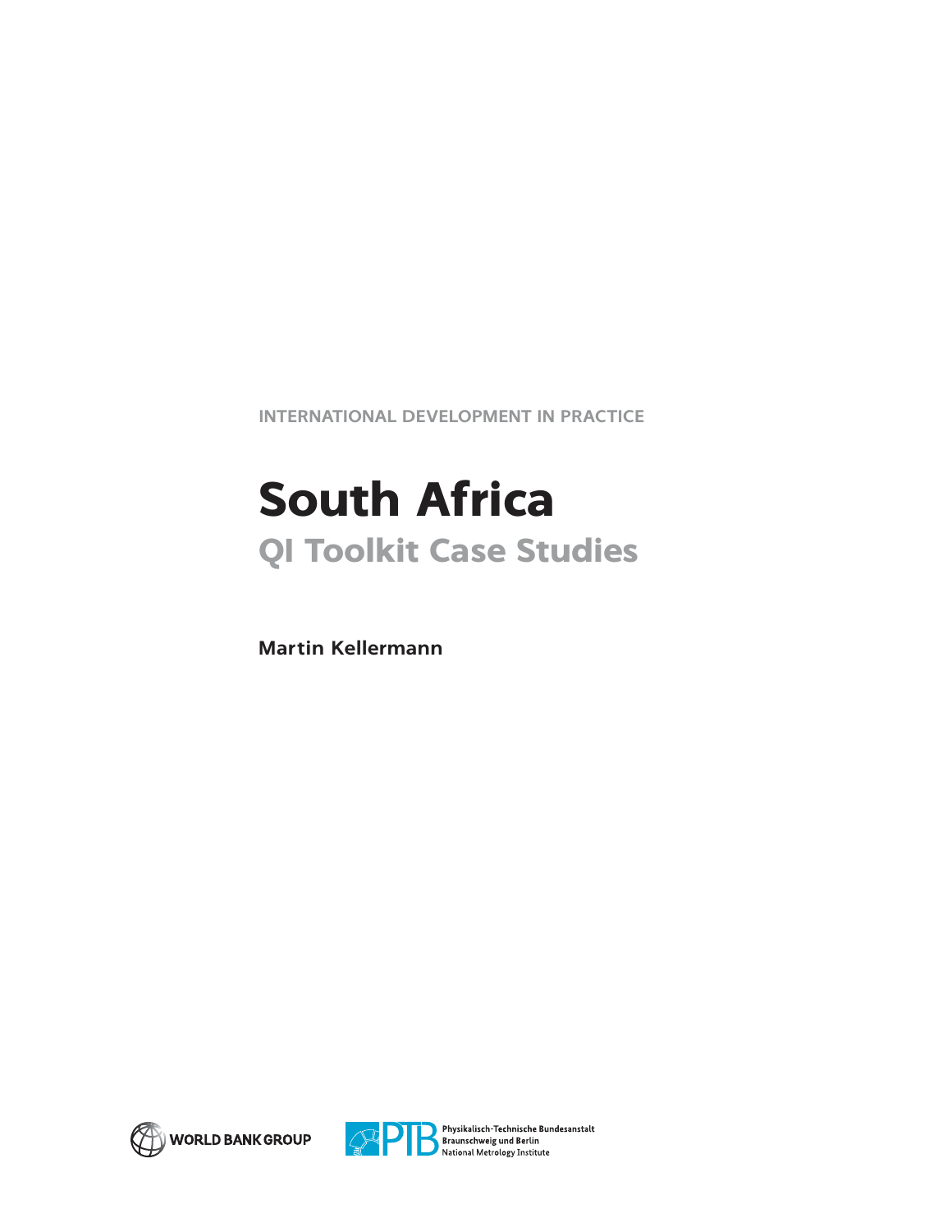INTERNATIONAL DEVELOPMENT IN PRACTICE

# South Africa

## QI Toolkit Case Studies

**Martin Kellermann**

WORLD BANK GROUP

Physikalisch-Technische Bundesanstalt
Braunschweig und Berlin
National Metrology Institute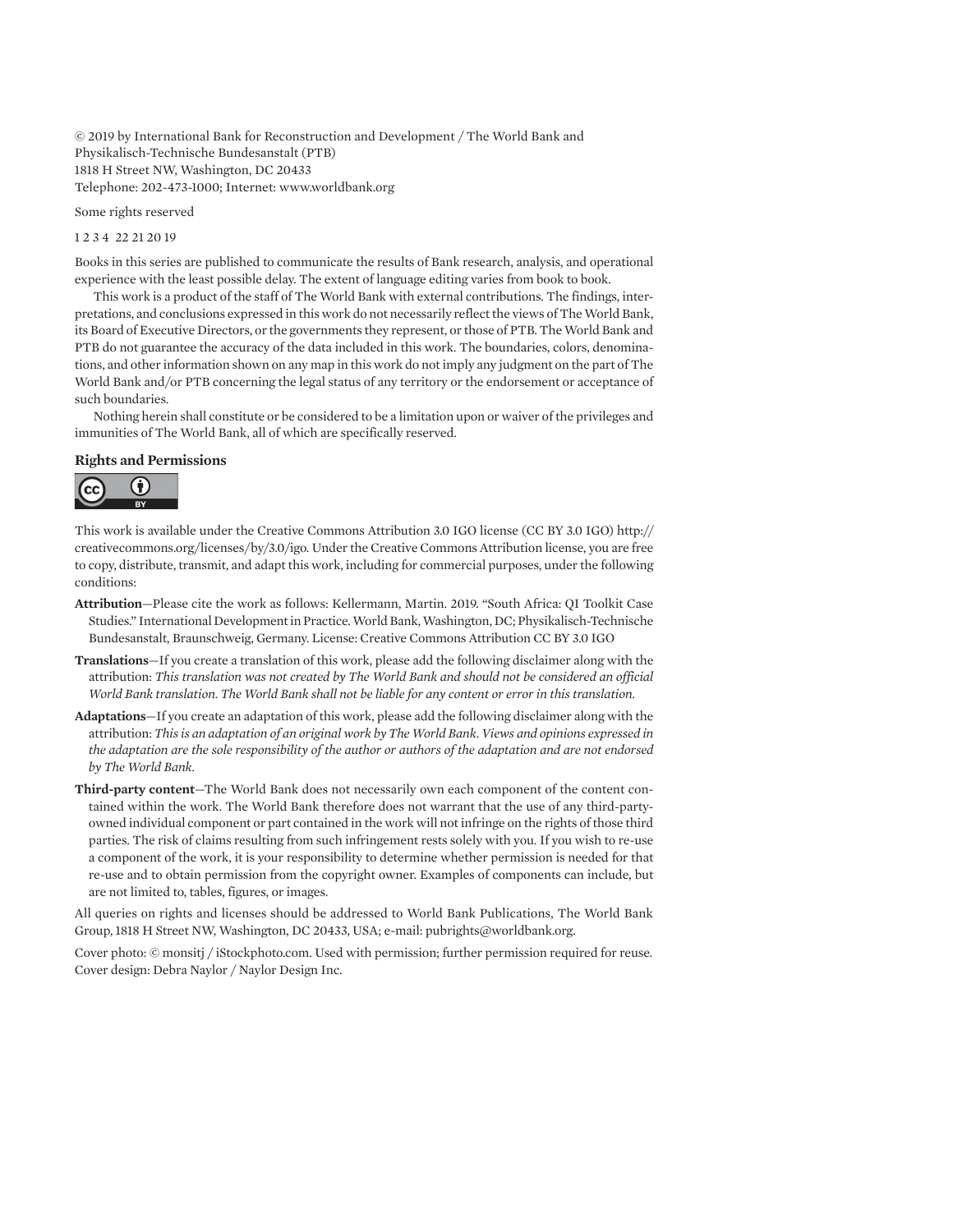© 2019 by International Bank for Reconstruction and Development / The World Bank and Physikalisch-Technische Bundesanstalt (PTB)
1818 H Street NW, Washington, DC 20433
Telephone: 202-473-1000; Internet: www.worldbank.org

Some rights reserved

1 2 3 4 22 21 20 19

Books in this series are published to communicate the results of Bank research, analysis, and operational experience with the least possible delay. The extent of language editing varies from book to book.

This work is a product of the staff of The World Bank with external contributions. The findings, interpretations, and conclusions expressed in this work do not necessarily reflect the views of The World Bank, its Board of Executive Directors, or the governments they represent, or those of PTB. The World Bank and PTB do not guarantee the accuracy of the data included in this work. The boundaries, colors, denominations, and other information shown on any map in this work do not imply any judgment on the part of The World Bank and/or PTB concerning the legal status of any territory or the endorsement or acceptance of such boundaries.

Nothing herein shall constitute or be considered to be a limitation upon or waiver of the privileges and immunities of The World Bank, all of which are specifically reserved.

**Rights and Permissions**

This work is available under the Creative Commons Attribution 3.0 IGO license (CC BY 3.0 IGO) http://creativecommons.org/licenses/by/3.0/igo. Under the Creative Commons Attribution license, you are free to copy, distribute, transmit, and adapt this work, including for commercial purposes, under the following conditions:

**Attribution**—Please cite the work as follows: Kellermann, Martin. 2019. "South Africa: QI Toolkit Case Studies." International Development in Practice. World Bank, Washington, DC; Physikalisch-Technische Bundesanstalt, Braunschweig, Germany. License: Creative Commons Attribution CC BY 3.0 IGO

**Translations**—If you create a translation of this work, please add the following disclaimer along with the attribution: *This translation was not created by The World Bank and should not be considered an official World Bank translation. The World Bank shall not be liable for any content or error in this translation.*

**Adaptations**—If you create an adaptation of this work, please add the following disclaimer along with the attribution: *This is an adaptation of an original work by The World Bank. Views and opinions expressed in the adaptation are the sole responsibility of the author or authors of the adaptation and are not endorsed by The World Bank.*

**Third-party content**—The World Bank does not necessarily own each component of the content contained within the work. The World Bank therefore does not warrant that the use of any third-party-owned individual component or part contained in the work will not infringe on the rights of those third parties. The risk of claims resulting from such infringement rests solely with you. If you wish to re-use a component of the work, it is your responsibility to determine whether permission is needed for that re-use and to obtain permission from the copyright owner. Examples of components can include, but are not limited to, tables, figures, or images.

All queries on rights and licenses should be addressed to World Bank Publications, The World Bank Group, 1818 H Street NW, Washington, DC 20433, USA; e-mail: pubrights@worldbank.org.

Cover photo: © monsitj / iStockphoto.com. Used with permission; further permission required for reuse.
Cover design: Debra Naylor / Naylor Design Inc.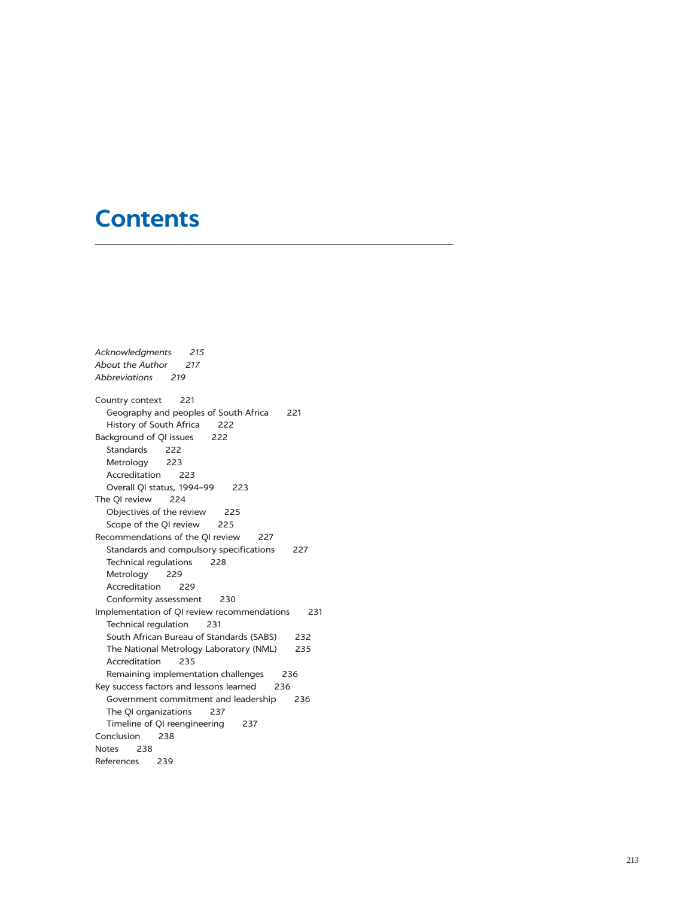# Contents

*Acknowledgments 215*
*About the Author 217*
*Abbreviations 219*

Country context 221
- Geography and peoples of South Africa 221
- History of South Africa 222

Background of QI issues 222
- Standards 222
- Metrology 223
- Accreditation 223
- Overall QI status, 1994–99 223

The QI review 224
- Objectives of the review 225
- Scope of the QI review 225

Recommendations of the QI review 227
- Standards and compulsory specifications 227
- Technical regulations 228
- Metrology 229
- Accreditation 229
- Conformity assessment 230

Implementation of QI review recommendations 231
- Technical regulation 231
- South African Bureau of Standards (SABS) 232
- The National Metrology Laboratory (NML) 235
- Accreditation 235
- Remaining implementation challenges 236

Key success factors and lessons learned 236
- Government commitment and leadership 236
- The QI organizations 237
- Timeline of QI reengineering 237

Conclusion 238

Notes 238

References 239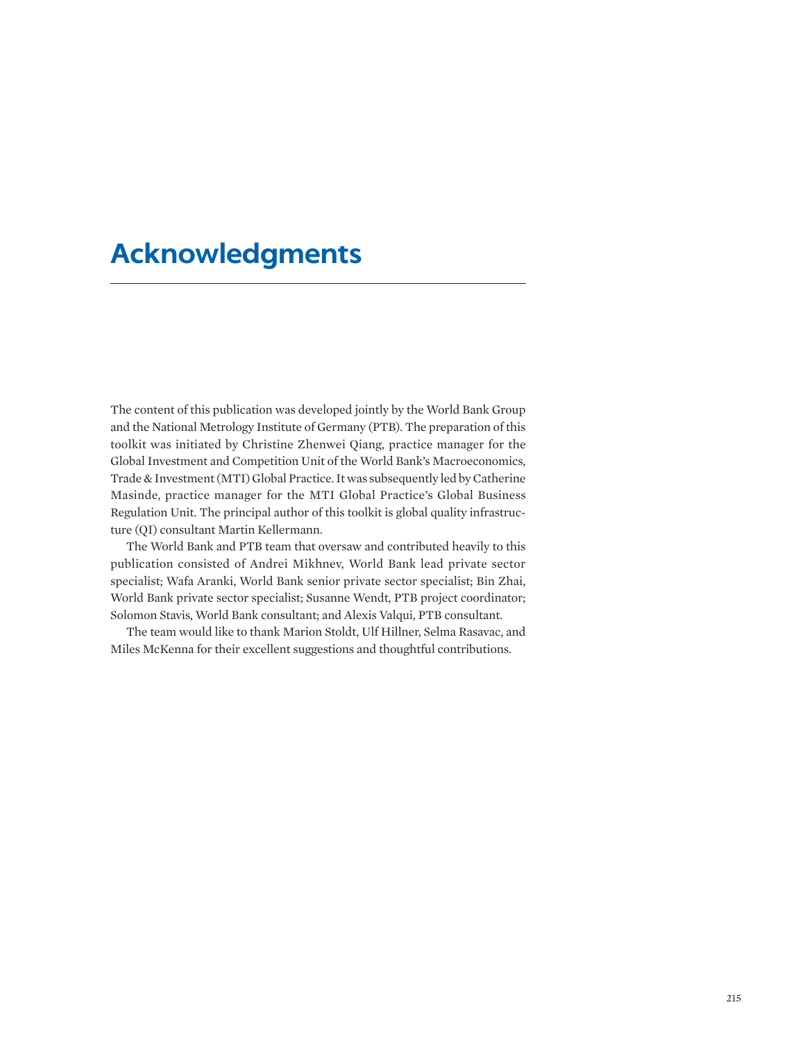# Acknowledgments

The content of this publication was developed jointly by the World Bank Group and the National Metrology Institute of Germany (PTB). The preparation of this toolkit was initiated by Christine Zhenwei Qiang, practice manager for the Global Investment and Competition Unit of the World Bank's Macroeconomics, Trade & Investment (MTI) Global Practice. It was subsequently led by Catherine Masinde, practice manager for the MTI Global Practice's Global Business Regulation Unit. The principal author of this toolkit is global quality infrastructure (QI) consultant Martin Kellermann.

The World Bank and PTB team that oversaw and contributed heavily to this publication consisted of Andrei Mikhnev, World Bank lead private sector specialist; Wafa Aranki, World Bank senior private sector specialist; Bin Zhai, World Bank private sector specialist; Susanne Wendt, PTB project coordinator; Solomon Stavis, World Bank consultant; and Alexis Valqui, PTB consultant.

The team would like to thank Marion Stoldt, Ulf Hillner, Selma Rasavac, and Miles McKenna for their excellent suggestions and thoughtful contributions.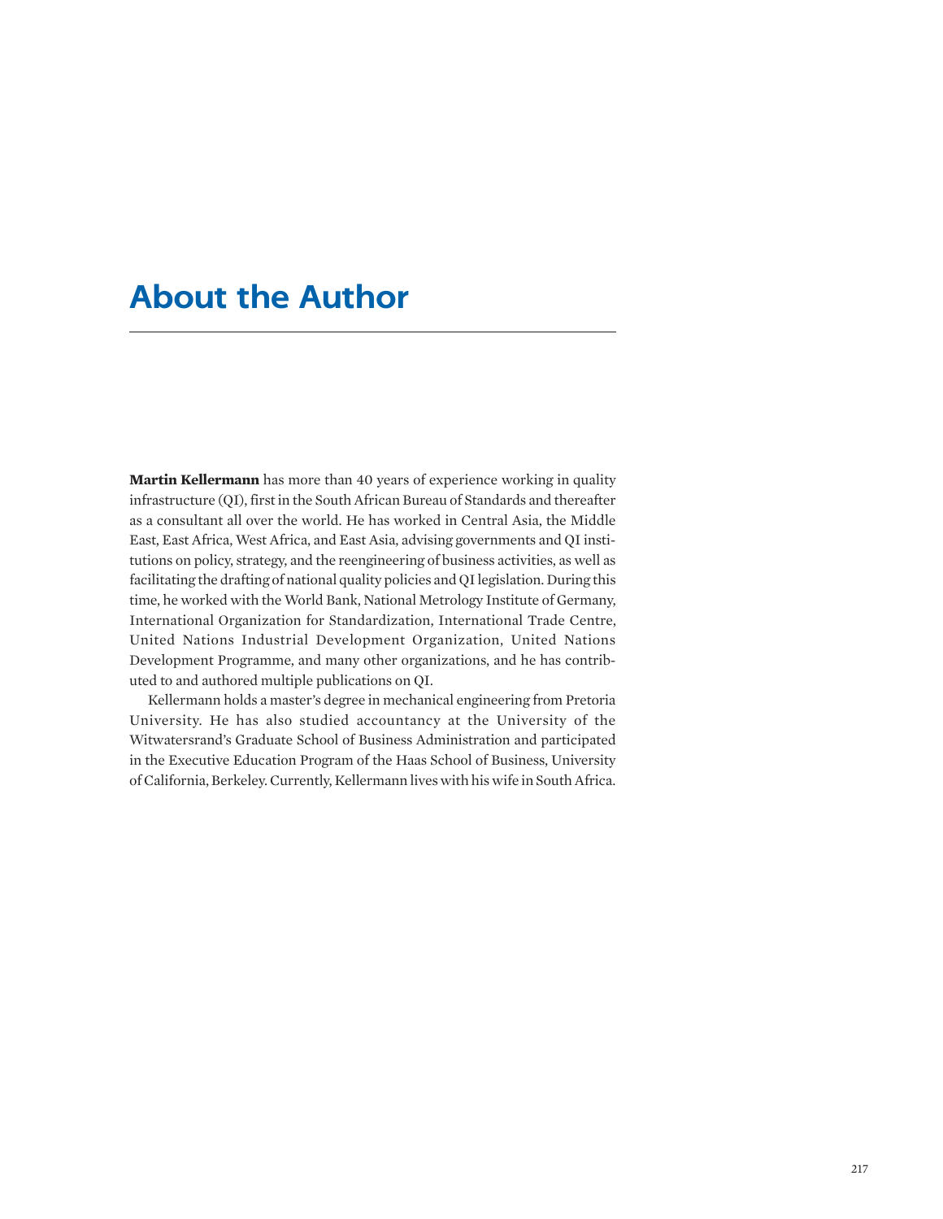# About the Author

**Martin Kellermann** has more than 40 years of experience working in quality infrastructure (QI), first in the South African Bureau of Standards and thereafter as a consultant all over the world. He has worked in Central Asia, the Middle East, East Africa, West Africa, and East Asia, advising governments and QI institutions on policy, strategy, and the reengineering of business activities, as well as facilitating the drafting of national quality policies and QI legislation. During this time, he worked with the World Bank, National Metrology Institute of Germany, International Organization for Standardization, International Trade Centre, United Nations Industrial Development Organization, United Nations Development Programme, and many other organizations, and he has contributed to and authored multiple publications on QI.

Kellermann holds a master's degree in mechanical engineering from Pretoria University. He has also studied accountancy at the University of the Witwatersrand's Graduate School of Business Administration and participated in the Executive Education Program of the Haas School of Business, University of California, Berkeley. Currently, Kellermann lives with his wife in South Africa.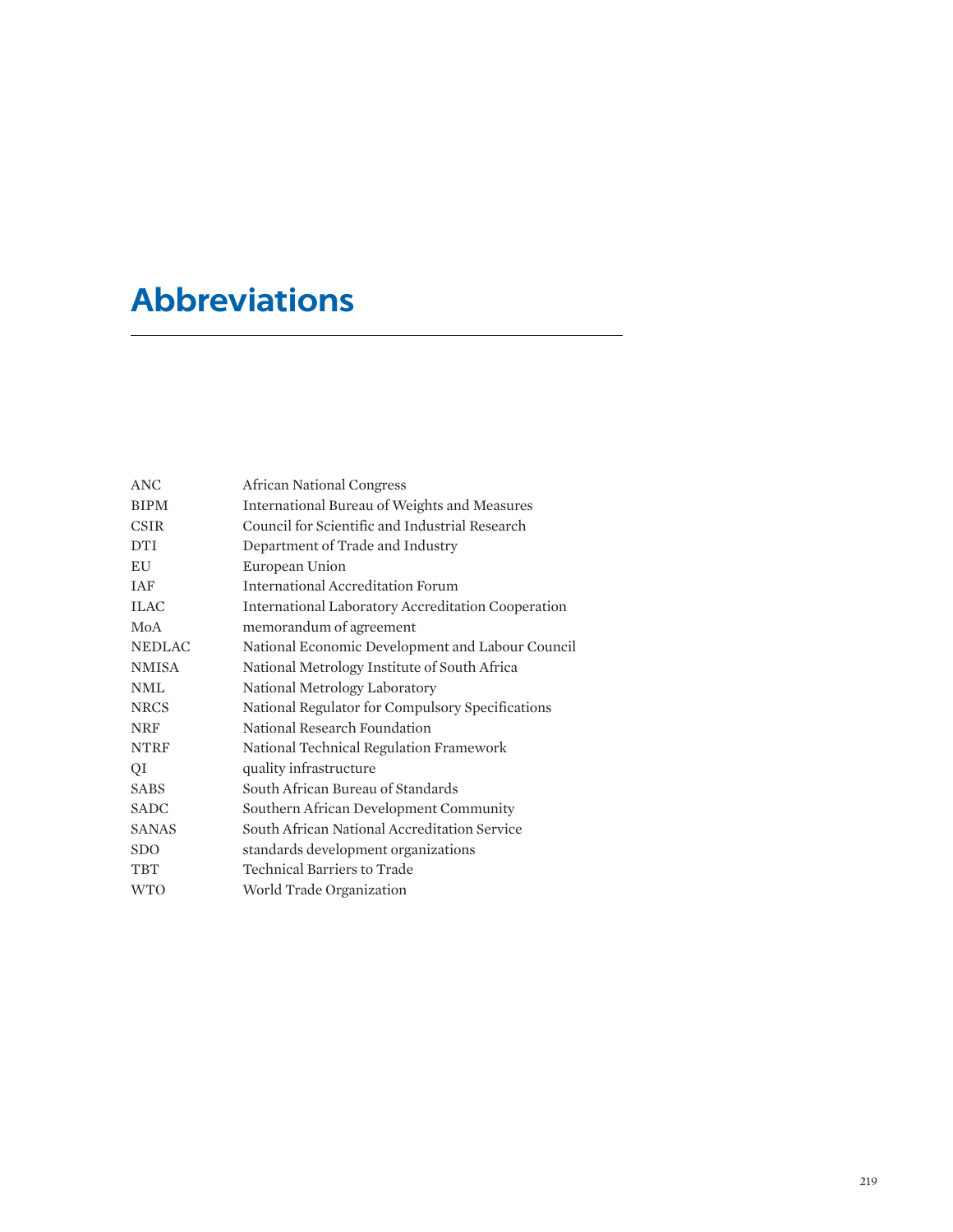# Abbreviations

| | |
|---|---|
| ANC | African National Congress |
| BIPM | International Bureau of Weights and Measures |
| CSIR | Council for Scientific and Industrial Research |
| DTI | Department of Trade and Industry |
| EU | European Union |
| IAF | International Accreditation Forum |
| ILAC | International Laboratory Accreditation Cooperation |
| MoA | memorandum of agreement |
| NEDLAC | National Economic Development and Labour Council |
| NMISA | National Metrology Institute of South Africa |
| NML | National Metrology Laboratory |
| NRCS | National Regulator for Compulsory Specifications |
| NRF | National Research Foundation |
| NTRF | National Technical Regulation Framework |
| QI | quality infrastructure |
| SABS | South African Bureau of Standards |
| SADC | Southern African Development Community |
| SANAS | South African National Accreditation Service |
| SDO | standards development organizations |
| TBT | Technical Barriers to Trade |
| WTO | World Trade Organization |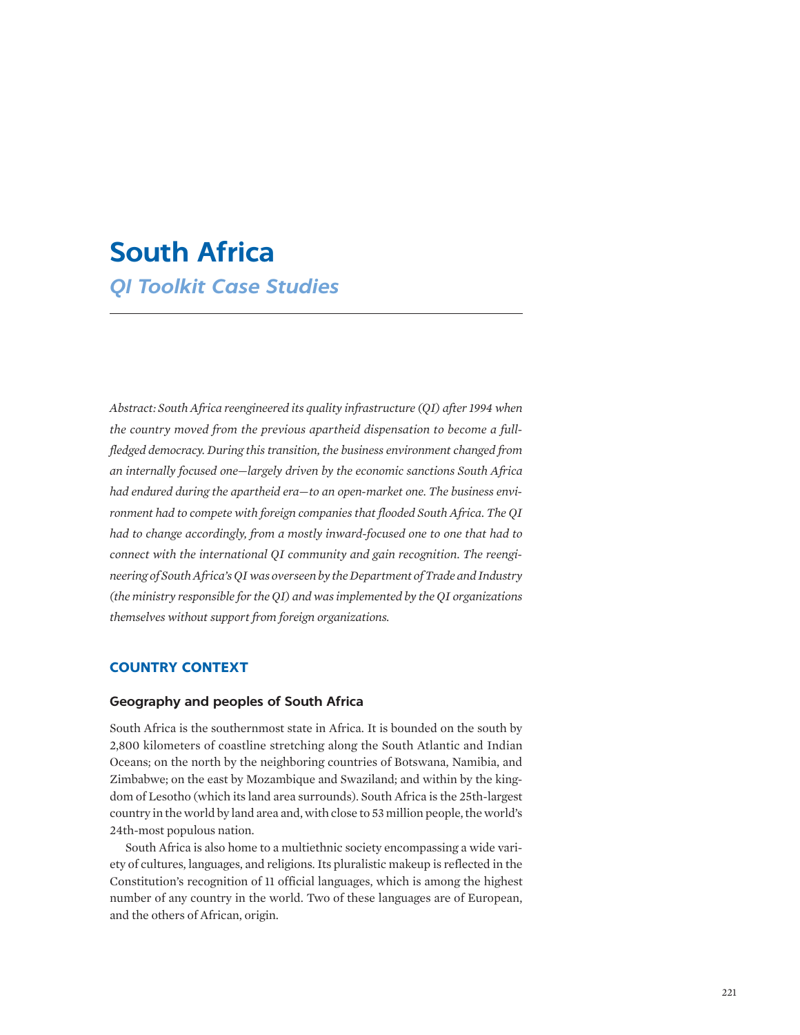# South Africa

## *QI Toolkit Case Studies*

*Abstract: South Africa reengineered its quality infrastructure (QI) after 1994 when the country moved from the previous apartheid dispensation to become a full-fledged democracy. During this transition, the business environment changed from an internally focused one—largely driven by the economic sanctions South Africa had endured during the apartheid era—to an open-market one. The business environment had to compete with foreign companies that flooded South Africa. The QI had to change accordingly, from a mostly inward-focused one to one that had to connect with the international QI community and gain recognition. The reengineering of South Africa's QI was overseen by the Department of Trade and Industry (the ministry responsible for the QI) and was implemented by the QI organizations themselves without support from foreign organizations.*

## COUNTRY CONTEXT

### Geography and peoples of South Africa

South Africa is the southernmost state in Africa. It is bounded on the south by 2,800 kilometers of coastline stretching along the South Atlantic and Indian Oceans; on the north by the neighboring countries of Botswana, Namibia, and Zimbabwe; on the east by Mozambique and Swaziland; and within by the kingdom of Lesotho (which its land area surrounds). South Africa is the 25th-largest country in the world by land area and, with close to 53 million people, the world's 24th-most populous nation.

South Africa is also home to a multiethnic society encompassing a wide variety of cultures, languages, and religions. Its pluralistic makeup is reflected in the Constitution's recognition of 11 official languages, which is among the highest number of any country in the world. Two of these languages are of European, and the others of African, origin.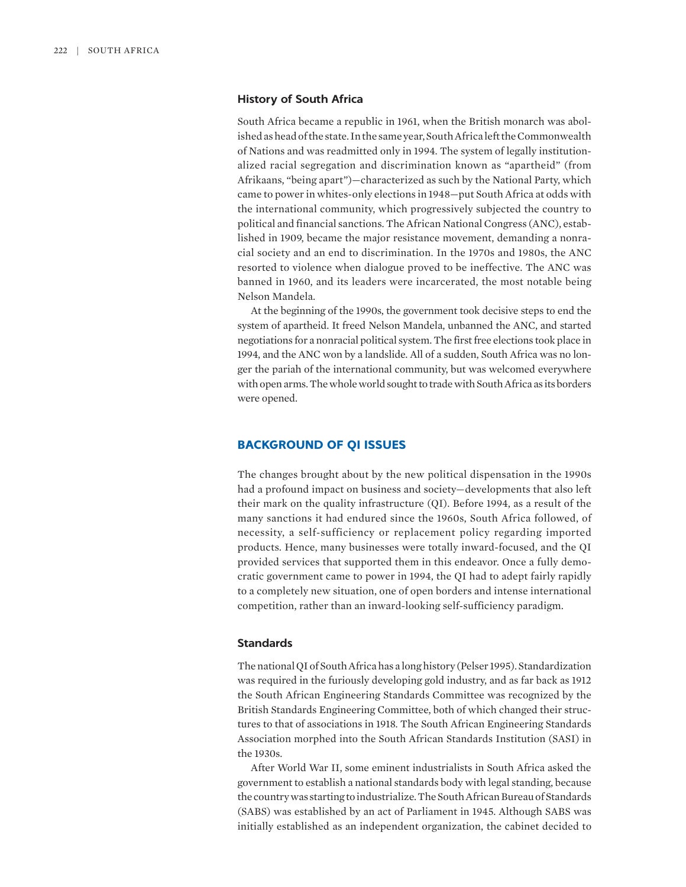### History of South Africa

South Africa became a republic in 1961, when the British monarch was abolished as head of the state. In the same year, South Africa left the Commonwealth of Nations and was readmitted only in 1994. The system of legally institutionalized racial segregation and discrimination known as "apartheid" (from Afrikaans, "being apart")—characterized as such by the National Party, which came to power in whites-only elections in 1948—put South Africa at odds with the international community, which progressively subjected the country to political and financial sanctions. The African National Congress (ANC), established in 1909, became the major resistance movement, demanding a nonracial society and an end to discrimination. In the 1970s and 1980s, the ANC resorted to violence when dialogue proved to be ineffective. The ANC was banned in 1960, and its leaders were incarcerated, the most notable being Nelson Mandela.

At the beginning of the 1990s, the government took decisive steps to end the system of apartheid. It freed Nelson Mandela, unbanned the ANC, and started negotiations for a nonracial political system. The first free elections took place in 1994, and the ANC won by a landslide. All of a sudden, South Africa was no longer the pariah of the international community, but was welcomed everywhere with open arms. The whole world sought to trade with South Africa as its borders were opened.

## BACKGROUND OF QI ISSUES

The changes brought about by the new political dispensation in the 1990s had a profound impact on business and society—developments that also left their mark on the quality infrastructure (QI). Before 1994, as a result of the many sanctions it had endured since the 1960s, South Africa followed, of necessity, a self-sufficiency or replacement policy regarding imported products. Hence, many businesses were totally inward-focused, and the QI provided services that supported them in this endeavor. Once a fully democratic government came to power in 1994, the QI had to adept fairly rapidly to a completely new situation, one of open borders and intense international competition, rather than an inward-looking self-sufficiency paradigm.

### Standards

The national QI of South Africa has a long history (Pelser 1995). Standardization was required in the furiously developing gold industry, and as far back as 1912 the South African Engineering Standards Committee was recognized by the British Standards Engineering Committee, both of which changed their structures to that of associations in 1918. The South African Engineering Standards Association morphed into the South African Standards Institution (SASI) in the 1930s.

After World War II, some eminent industrialists in South Africa asked the government to establish a national standards body with legal standing, because the country was starting to industrialize. The South African Bureau of Standards (SABS) was established by an act of Parliament in 1945. Although SABS was initially established as an independent organization, the cabinet decided to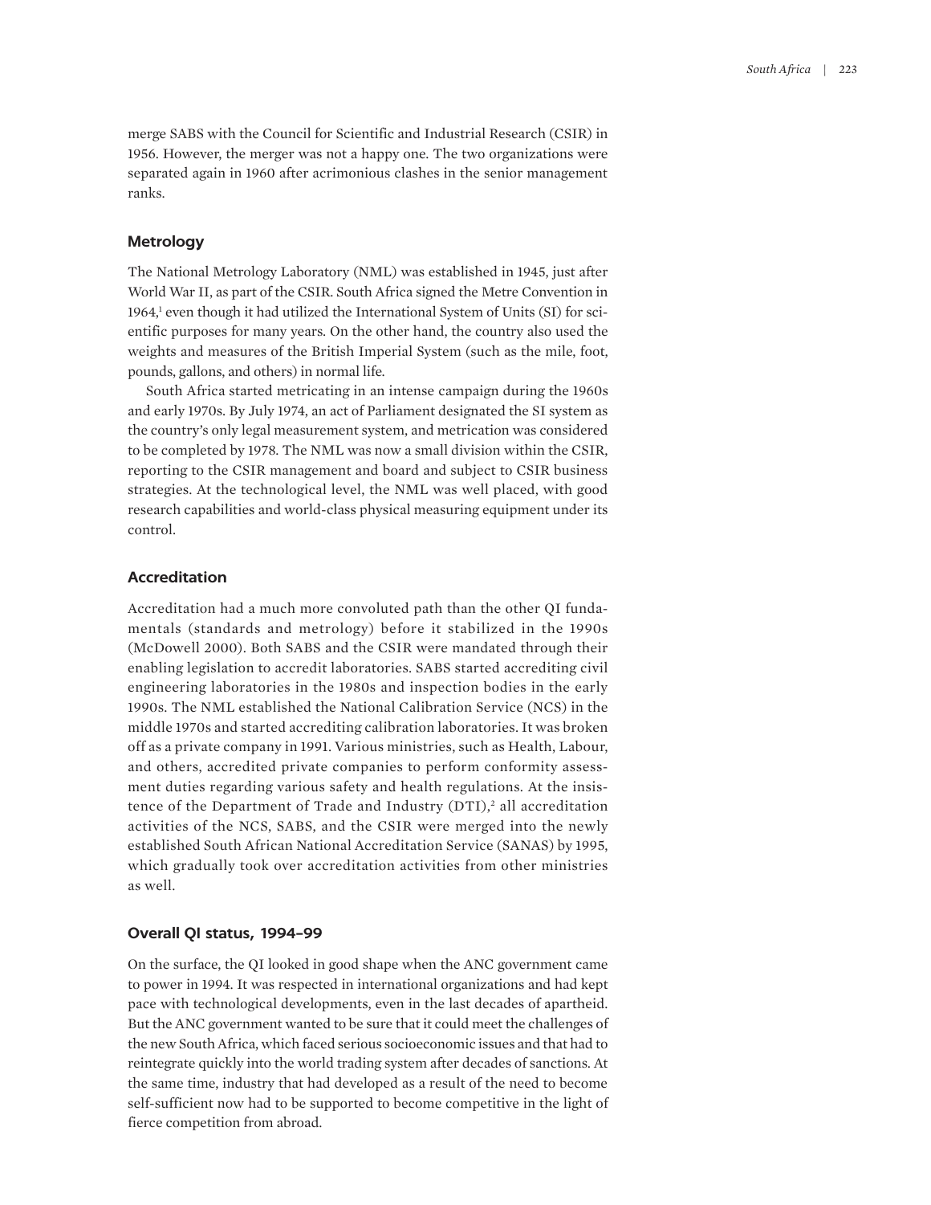merge SABS with the Council for Scientific and Industrial Research (CSIR) in 1956. However, the merger was not a happy one. The two organizations were separated again in 1960 after acrimonious clashes in the senior management ranks.

### Metrology

The National Metrology Laboratory (NML) was established in 1945, just after World War II, as part of the CSIR. South Africa signed the Metre Convention in 1964,[1] even though it had utilized the International System of Units (SI) for scientific purposes for many years. On the other hand, the country also used the weights and measures of the British Imperial System (such as the mile, foot, pounds, gallons, and others) in normal life.

South Africa started metricating in an intense campaign during the 1960s and early 1970s. By July 1974, an act of Parliament designated the SI system as the country's only legal measurement system, and metrication was considered to be completed by 1978. The NML was now a small division within the CSIR, reporting to the CSIR management and board and subject to CSIR business strategies. At the technological level, the NML was well placed, with good research capabilities and world-class physical measuring equipment under its control.

### Accreditation

Accreditation had a much more convoluted path than the other QI fundamentals (standards and metrology) before it stabilized in the 1990s (McDowell 2000). Both SABS and the CSIR were mandated through their enabling legislation to accredit laboratories. SABS started accrediting civil engineering laboratories in the 1980s and inspection bodies in the early 1990s. The NML established the National Calibration Service (NCS) in the middle 1970s and started accrediting calibration laboratories. It was broken off as a private company in 1991. Various ministries, such as Health, Labour, and others, accredited private companies to perform conformity assessment duties regarding various safety and health regulations. At the insistence of the Department of Trade and Industry (DTI),[2] all accreditation activities of the NCS, SABS, and the CSIR were merged into the newly established South African National Accreditation Service (SANAS) by 1995, which gradually took over accreditation activities from other ministries as well.

### Overall QI status, 1994–99

On the surface, the QI looked in good shape when the ANC government came to power in 1994. It was respected in international organizations and had kept pace with technological developments, even in the last decades of apartheid. But the ANC government wanted to be sure that it could meet the challenges of the new South Africa, which faced serious socioeconomic issues and that had to reintegrate quickly into the world trading system after decades of sanctions. At the same time, industry that had developed as a result of the need to become self-sufficient now had to be supported to become competitive in the light of fierce competition from abroad.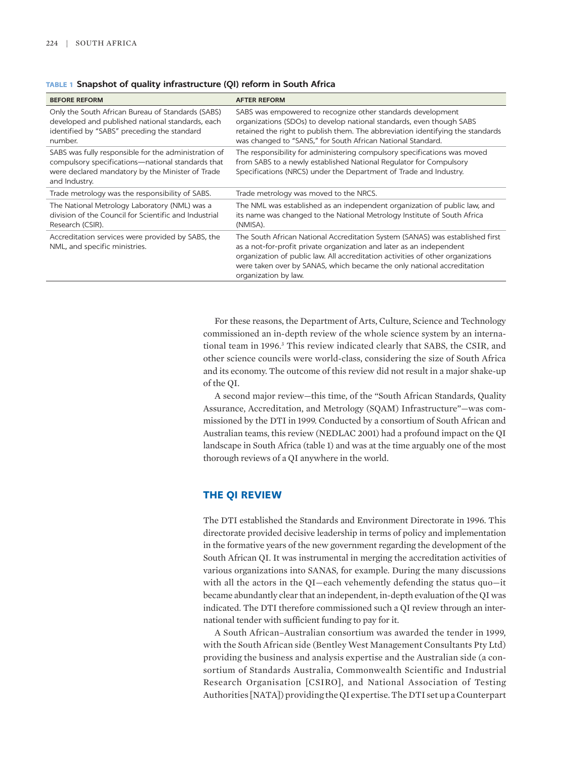**TABLE 1 Snapshot of quality infrastructure (QI) reform in South Africa**

| BEFORE REFORM | AFTER REFORM |
| --- | --- |
| Only the South African Bureau of Standards (SABS) developed and published national standards, each identified by "SABS" preceding the standard number. | SABS was empowered to recognize other standards development organizations (SDOs) to develop national standards, even though SABS retained the right to publish them. The abbreviation identifying the standards was changed to "SANS," for South African National Standard. |
| SABS was fully responsible for the administration of compulsory specifications—national standards that were declared mandatory by the Minister of Trade and Industry. | The responsibility for administering compulsory specifications was moved from SABS to a newly established National Regulator for Compulsory Specifications (NRCS) under the Department of Trade and Industry. |
| Trade metrology was the responsibility of SABS. | Trade metrology was moved to the NRCS. |
| The National Metrology Laboratory (NML) was a division of the Council for Scientific and Industrial Research (CSIR). | The NML was established as an independent organization of public law, and its name was changed to the National Metrology Institute of South Africa (NMISA). |
| Accreditation services were provided by SABS, the NML, and specific ministries. | The South African National Accreditation System (SANAS) was established first as a not-for-profit private organization and later as an independent organization of public law. All accreditation activities of other organizations were taken over by SANAS, which became the only national accreditation organization by law. |

For these reasons, the Department of Arts, Culture, Science and Technology commissioned an in-depth review of the whole science system by an international team in 1996.[3] This review indicated clearly that SABS, the CSIR, and other science councils were world-class, considering the size of South Africa and its economy. The outcome of this review did not result in a major shake-up of the QI.

A second major review—this time, of the "South African Standards, Quality Assurance, Accreditation, and Metrology (SQAM) Infrastructure"—was commissioned by the DTI in 1999. Conducted by a consortium of South African and Australian teams, this review (NEDLAC 2001) had a profound impact on the QI landscape in South Africa (table 1) and was at the time arguably one of the most thorough reviews of a QI anywhere in the world.

## THE QI REVIEW

The DTI established the Standards and Environment Directorate in 1996. This directorate provided decisive leadership in terms of policy and implementation in the formative years of the new government regarding the development of the South African QI. It was instrumental in merging the accreditation activities of various organizations into SANAS, for example. During the many discussions with all the actors in the QI—each vehemently defending the status quo—it became abundantly clear that an independent, in-depth evaluation of the QI was indicated. The DTI therefore commissioned such a QI review through an international tender with sufficient funding to pay for it.

A South African–Australian consortium was awarded the tender in 1999, with the South African side (Bentley West Management Consultants Pty Ltd) providing the business and analysis expertise and the Australian side (a consortium of Standards Australia, Commonwealth Scientific and Industrial Research Organisation [CSIRO], and National Association of Testing Authorities [NATA]) providing the QI expertise. The DTI set up a Counterpart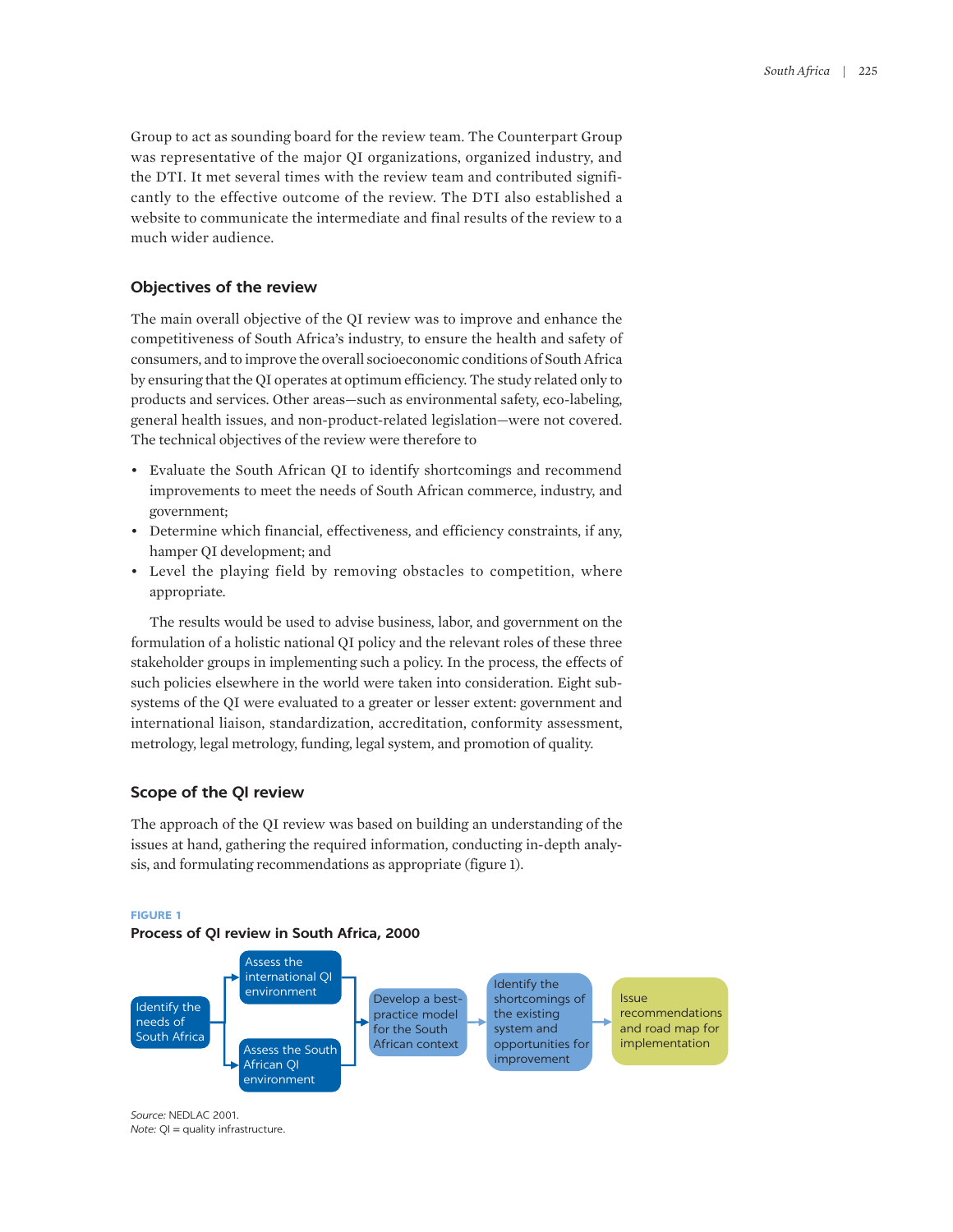Group to act as sounding board for the review team. The Counterpart Group was representative of the major QI organizations, organized industry, and the DTI. It met several times with the review team and contributed significantly to the effective outcome of the review. The DTI also established a website to communicate the intermediate and final results of the review to a much wider audience.

## Objectives of the review

The main overall objective of the QI review was to improve and enhance the competitiveness of South Africa's industry, to ensure the health and safety of consumers, and to improve the overall socioeconomic conditions of South Africa by ensuring that the QI operates at optimum efficiency. The study related only to products and services. Other areas—such as environmental safety, eco-labeling, general health issues, and non-product-related legislation—were not covered. The technical objectives of the review were therefore to

- Evaluate the South African QI to identify shortcomings and recommend improvements to meet the needs of South African commerce, industry, and government;
- Determine which financial, effectiveness, and efficiency constraints, if any, hamper QI development; and
- Level the playing field by removing obstacles to competition, where appropriate.

The results would be used to advise business, labor, and government on the formulation of a holistic national QI policy and the relevant roles of these three stakeholder groups in implementing such a policy. In the process, the effects of such policies elsewhere in the world were taken into consideration. Eight subsystems of the QI were evaluated to a greater or lesser extent: government and international liaison, standardization, accreditation, conformity assessment, metrology, legal metrology, funding, legal system, and promotion of quality.

## Scope of the QI review

The approach of the QI review was based on building an understanding of the issues at hand, gathering the required information, conducting in-depth analysis, and formulating recommendations as appropriate (figure 1).

**FIGURE 1**

**Process of QI review in South Africa, 2000**

Identify the needs of South Africa → Assess the international QI environment / Assess the South African QI environment → Develop a best-practice model for the South African context → Identify the shortcomings of the existing system and opportunities for improvement → Issue recommendations and road map for implementation

*Source:* NEDLAC 2001.
*Note:* QI = quality infrastructure.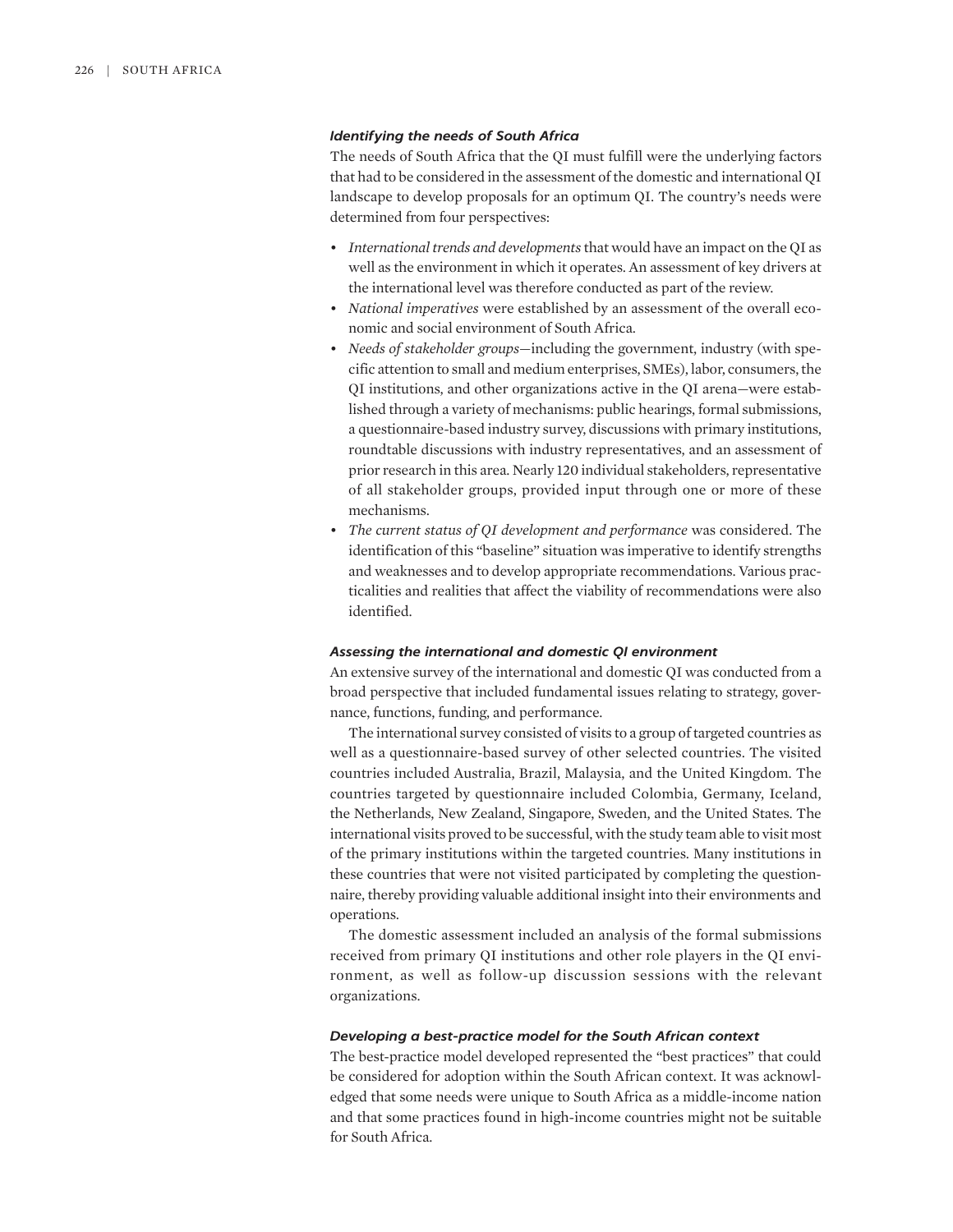### *Identifying the needs of South Africa*

The needs of South Africa that the QI must fulfill were the underlying factors that had to be considered in the assessment of the domestic and international QI landscape to develop proposals for an optimum QI. The country's needs were determined from four perspectives:

- *International trends and developments* that would have an impact on the QI as well as the environment in which it operates. An assessment of key drivers at the international level was therefore conducted as part of the review.
- *National imperatives* were established by an assessment of the overall economic and social environment of South Africa.
- *Needs of stakeholder groups*—including the government, industry (with specific attention to small and medium enterprises, SMEs), labor, consumers, the QI institutions, and other organizations active in the QI arena—were established through a variety of mechanisms: public hearings, formal submissions, a questionnaire-based industry survey, discussions with primary institutions, roundtable discussions with industry representatives, and an assessment of prior research in this area. Nearly 120 individual stakeholders, representative of all stakeholder groups, provided input through one or more of these mechanisms.
- *The current status of QI development and performance* was considered. The identification of this "baseline" situation was imperative to identify strengths and weaknesses and to develop appropriate recommendations. Various practicalities and realities that affect the viability of recommendations were also identified.

### *Assessing the international and domestic QI environment*

An extensive survey of the international and domestic QI was conducted from a broad perspective that included fundamental issues relating to strategy, governance, functions, funding, and performance.

The international survey consisted of visits to a group of targeted countries as well as a questionnaire-based survey of other selected countries. The visited countries included Australia, Brazil, Malaysia, and the United Kingdom. The countries targeted by questionnaire included Colombia, Germany, Iceland, the Netherlands, New Zealand, Singapore, Sweden, and the United States. The international visits proved to be successful, with the study team able to visit most of the primary institutions within the targeted countries. Many institutions in these countries that were not visited participated by completing the questionnaire, thereby providing valuable additional insight into their environments and operations.

The domestic assessment included an analysis of the formal submissions received from primary QI institutions and other role players in the QI environment, as well as follow-up discussion sessions with the relevant organizations.

### *Developing a best-practice model for the South African context*

The best-practice model developed represented the "best practices" that could be considered for adoption within the South African context. It was acknowledged that some needs were unique to South Africa as a middle-income nation and that some practices found in high-income countries might not be suitable for South Africa.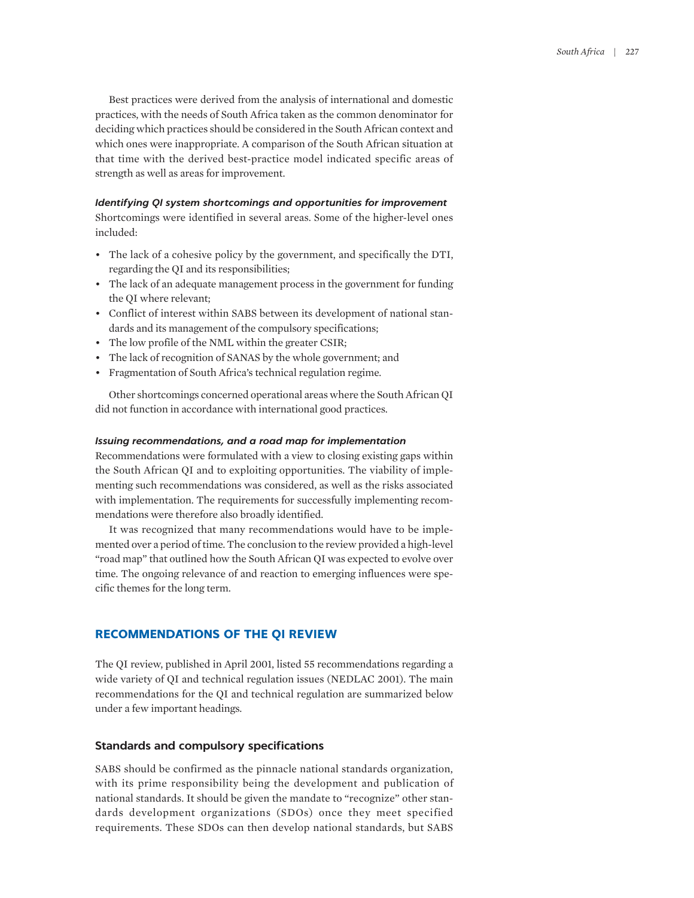Best practices were derived from the analysis of international and domestic practices, with the needs of South Africa taken as the common denominator for deciding which practices should be considered in the South African context and which ones were inappropriate. A comparison of the South African situation at that time with the derived best-practice model indicated specific areas of strength as well as areas for improvement.

#### *Identifying QI system shortcomings and opportunities for improvement*

Shortcomings were identified in several areas. Some of the higher-level ones included:

- The lack of a cohesive policy by the government, and specifically the DTI, regarding the QI and its responsibilities;
- The lack of an adequate management process in the government for funding the QI where relevant;
- Conflict of interest within SABS between its development of national standards and its management of the compulsory specifications;
- The low profile of the NML within the greater CSIR;
- The lack of recognition of SANAS by the whole government; and
- Fragmentation of South Africa's technical regulation regime.

Other shortcomings concerned operational areas where the South African QI did not function in accordance with international good practices.

#### *Issuing recommendations, and a road map for implementation*

Recommendations were formulated with a view to closing existing gaps within the South African QI and to exploiting opportunities. The viability of implementing such recommendations was considered, as well as the risks associated with implementation. The requirements for successfully implementing recommendations were therefore also broadly identified.

It was recognized that many recommendations would have to be implemented over a period of time. The conclusion to the review provided a high-level "road map" that outlined how the South African QI was expected to evolve over time. The ongoing relevance of and reaction to emerging influences were specific themes for the long term.

## RECOMMENDATIONS OF THE QI REVIEW

The QI review, published in April 2001, listed 55 recommendations regarding a wide variety of QI and technical regulation issues (NEDLAC 2001). The main recommendations for the QI and technical regulation are summarized below under a few important headings.

### Standards and compulsory specifications

SABS should be confirmed as the pinnacle national standards organization, with its prime responsibility being the development and publication of national standards. It should be given the mandate to "recognize" other standards development organizations (SDOs) once they meet specified requirements. These SDOs can then develop national standards, but SABS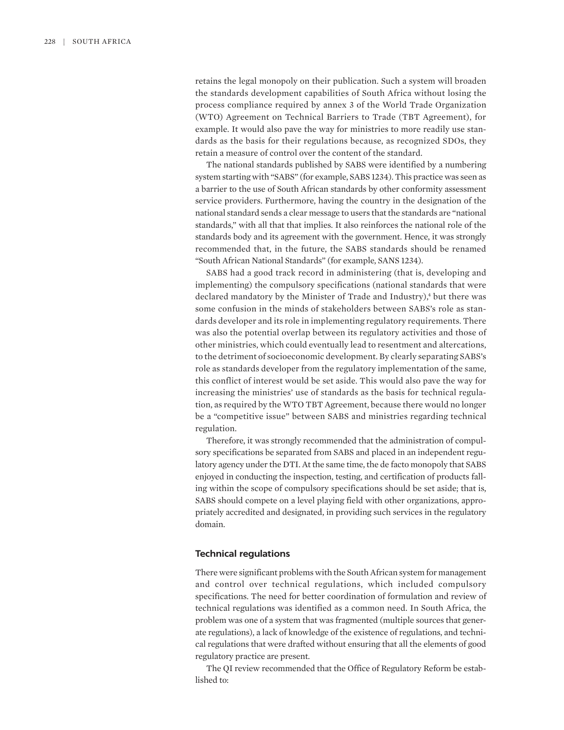retains the legal monopoly on their publication. Such a system will broaden the standards development capabilities of South Africa without losing the process compliance required by annex 3 of the World Trade Organization (WTO) Agreement on Technical Barriers to Trade (TBT Agreement), for example. It would also pave the way for ministries to more readily use standards as the basis for their regulations because, as recognized SDOs, they retain a measure of control over the content of the standard.

The national standards published by SABS were identified by a numbering system starting with "SABS" (for example, SABS 1234). This practice was seen as a barrier to the use of South African standards by other conformity assessment service providers. Furthermore, having the country in the designation of the national standard sends a clear message to users that the standards are "national standards," with all that that implies. It also reinforces the national role of the standards body and its agreement with the government. Hence, it was strongly recommended that, in the future, the SABS standards should be renamed "South African National Standards" (for example, SANS 1234).

SABS had a good track record in administering (that is, developing and implementing) the compulsory specifications (national standards that were declared mandatory by the Minister of Trade and Industry),[4] but there was some confusion in the minds of stakeholders between SABS's role as standards developer and its role in implementing regulatory requirements. There was also the potential overlap between its regulatory activities and those of other ministries, which could eventually lead to resentment and altercations, to the detriment of socioeconomic development. By clearly separating SABS's role as standards developer from the regulatory implementation of the same, this conflict of interest would be set aside. This would also pave the way for increasing the ministries' use of standards as the basis for technical regulation, as required by the WTO TBT Agreement, because there would no longer be a "competitive issue" between SABS and ministries regarding technical regulation.

Therefore, it was strongly recommended that the administration of compulsory specifications be separated from SABS and placed in an independent regulatory agency under the DTI. At the same time, the de facto monopoly that SABS enjoyed in conducting the inspection, testing, and certification of products falling within the scope of compulsory specifications should be set aside; that is, SABS should compete on a level playing field with other organizations, appropriately accredited and designated, in providing such services in the regulatory domain.

### Technical regulations

There were significant problems with the South African system for management and control over technical regulations, which included compulsory specifications. The need for better coordination of formulation and review of technical regulations was identified as a common need. In South Africa, the problem was one of a system that was fragmented (multiple sources that generate regulations), a lack of knowledge of the existence of regulations, and technical regulations that were drafted without ensuring that all the elements of good regulatory practice are present.

The QI review recommended that the Office of Regulatory Reform be established to: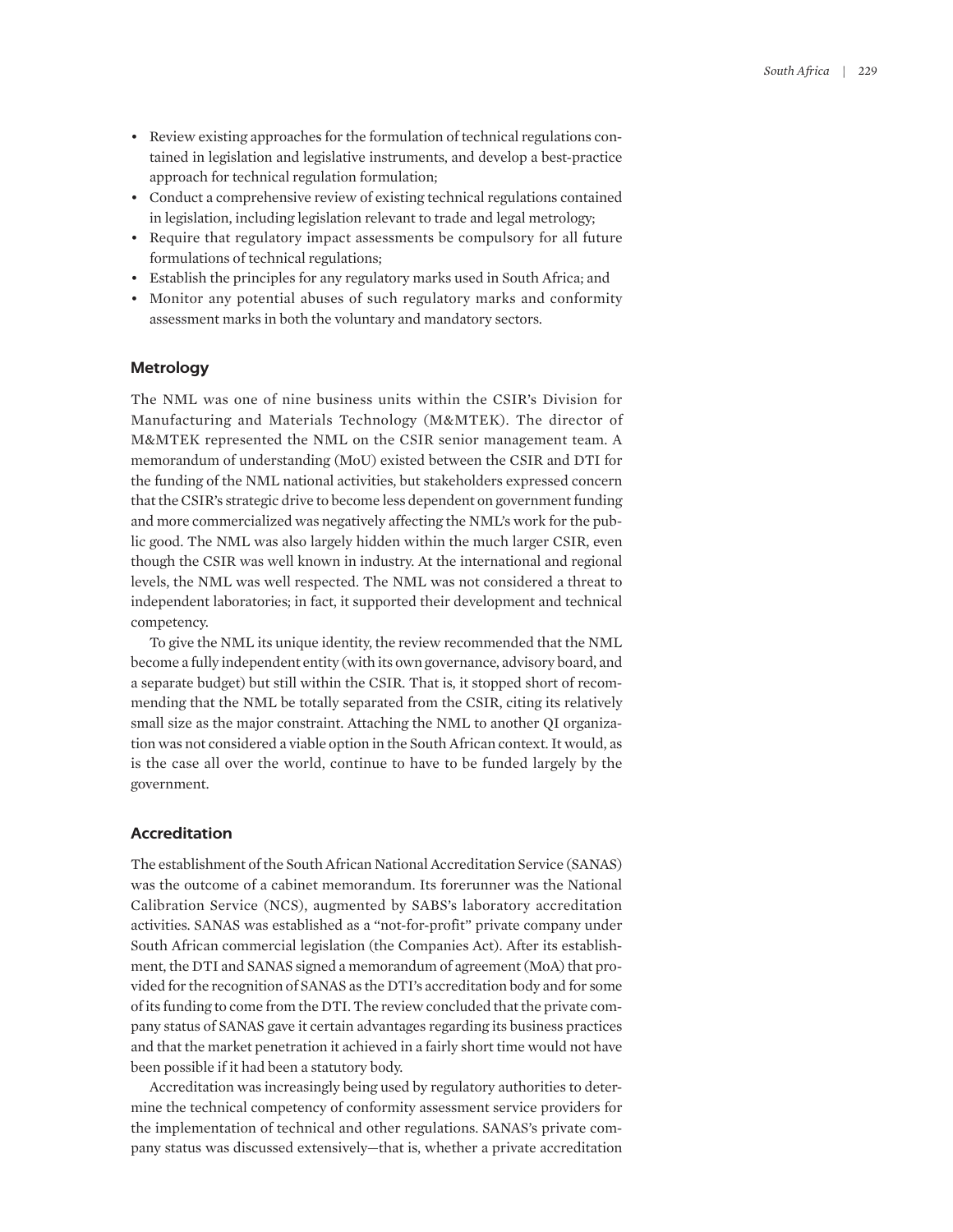- Review existing approaches for the formulation of technical regulations contained in legislation and legislative instruments, and develop a best-practice approach for technical regulation formulation;
- Conduct a comprehensive review of existing technical regulations contained in legislation, including legislation relevant to trade and legal metrology;
- Require that regulatory impact assessments be compulsory for all future formulations of technical regulations;
- Establish the principles for any regulatory marks used in South Africa; and
- Monitor any potential abuses of such regulatory marks and conformity assessment marks in both the voluntary and mandatory sectors.

## Metrology

The NML was one of nine business units within the CSIR's Division for Manufacturing and Materials Technology (M&MTEK). The director of M&MTEK represented the NML on the CSIR senior management team. A memorandum of understanding (MoU) existed between the CSIR and DTI for the funding of the NML national activities, but stakeholders expressed concern that the CSIR's strategic drive to become less dependent on government funding and more commercialized was negatively affecting the NML's work for the public good. The NML was also largely hidden within the much larger CSIR, even though the CSIR was well known in industry. At the international and regional levels, the NML was well respected. The NML was not considered a threat to independent laboratories; in fact, it supported their development and technical competency.

To give the NML its unique identity, the review recommended that the NML become a fully independent entity (with its own governance, advisory board, and a separate budget) but still within the CSIR. That is, it stopped short of recommending that the NML be totally separated from the CSIR, citing its relatively small size as the major constraint. Attaching the NML to another QI organization was not considered a viable option in the South African context. It would, as is the case all over the world, continue to have to be funded largely by the government.

## Accreditation

The establishment of the South African National Accreditation Service (SANAS) was the outcome of a cabinet memorandum. Its forerunner was the National Calibration Service (NCS), augmented by SABS's laboratory accreditation activities. SANAS was established as a "not-for-profit" private company under South African commercial legislation (the Companies Act). After its establishment, the DTI and SANAS signed a memorandum of agreement (MoA) that provided for the recognition of SANAS as the DTI's accreditation body and for some of its funding to come from the DTI. The review concluded that the private company status of SANAS gave it certain advantages regarding its business practices and that the market penetration it achieved in a fairly short time would not have been possible if it had been a statutory body.

Accreditation was increasingly being used by regulatory authorities to determine the technical competency of conformity assessment service providers for the implementation of technical and other regulations. SANAS's private company status was discussed extensively—that is, whether a private accreditation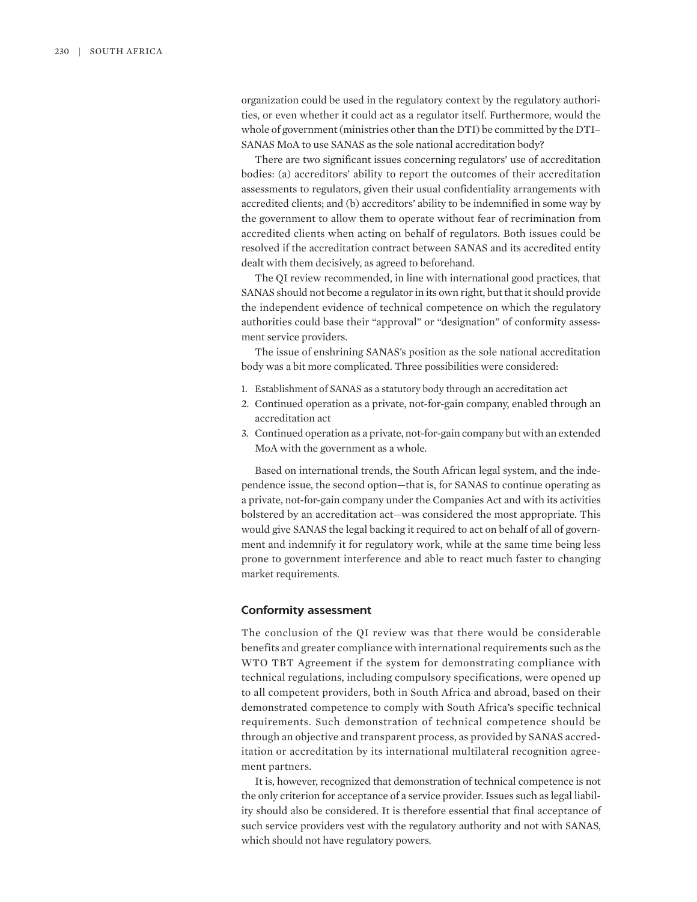organization could be used in the regulatory context by the regulatory authorities, or even whether it could act as a regulator itself. Furthermore, would the whole of government (ministries other than the DTI) be committed by the DTI–SANAS MoA to use SANAS as the sole national accreditation body?

There are two significant issues concerning regulators' use of accreditation bodies: (a) accreditors' ability to report the outcomes of their accreditation assessments to regulators, given their usual confidentiality arrangements with accredited clients; and (b) accreditors' ability to be indemnified in some way by the government to allow them to operate without fear of recrimination from accredited clients when acting on behalf of regulators. Both issues could be resolved if the accreditation contract between SANAS and its accredited entity dealt with them decisively, as agreed to beforehand.

The QI review recommended, in line with international good practices, that SANAS should not become a regulator in its own right, but that it should provide the independent evidence of technical competence on which the regulatory authorities could base their "approval" or "designation" of conformity assessment service providers.

The issue of enshrining SANAS's position as the sole national accreditation body was a bit more complicated. Three possibilities were considered:

1. Establishment of SANAS as a statutory body through an accreditation act
2. Continued operation as a private, not-for-gain company, enabled through an accreditation act
3. Continued operation as a private, not-for-gain company but with an extended MoA with the government as a whole.

Based on international trends, the South African legal system, and the independence issue, the second option—that is, for SANAS to continue operating as a private, not-for-gain company under the Companies Act and with its activities bolstered by an accreditation act—was considered the most appropriate. This would give SANAS the legal backing it required to act on behalf of all of government and indemnify it for regulatory work, while at the same time being less prone to government interference and able to react much faster to changing market requirements.

### Conformity assessment

The conclusion of the QI review was that there would be considerable benefits and greater compliance with international requirements such as the WTO TBT Agreement if the system for demonstrating compliance with technical regulations, including compulsory specifications, were opened up to all competent providers, both in South Africa and abroad, based on their demonstrated competence to comply with South Africa's specific technical requirements. Such demonstration of technical competence should be through an objective and transparent process, as provided by SANAS accreditation or accreditation by its international multilateral recognition agreement partners.

It is, however, recognized that demonstration of technical competence is not the only criterion for acceptance of a service provider. Issues such as legal liability should also be considered. It is therefore essential that final acceptance of such service providers vest with the regulatory authority and not with SANAS, which should not have regulatory powers.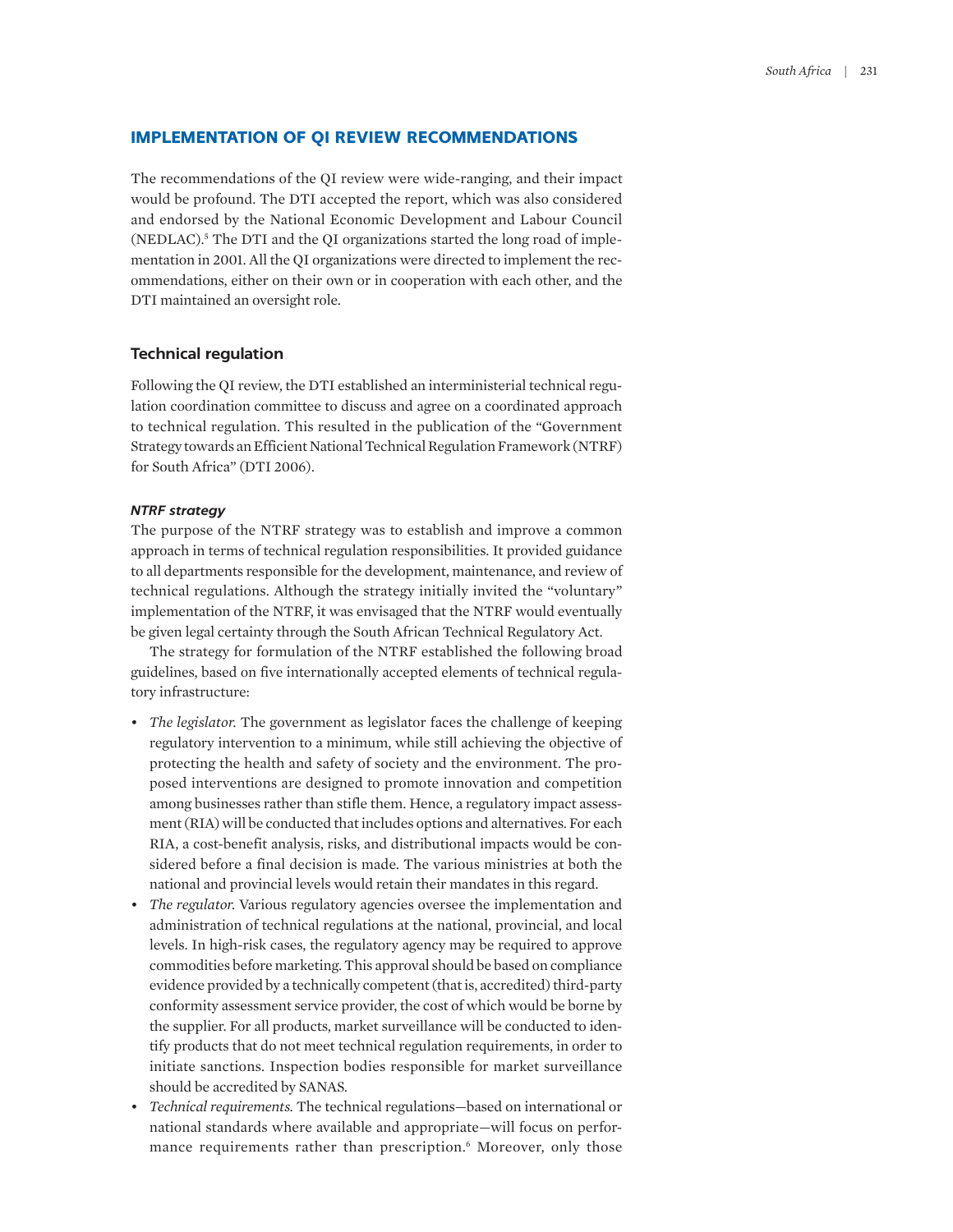## IMPLEMENTATION OF QI REVIEW RECOMMENDATIONS

The recommendations of the QI review were wide-ranging, and their impact would be profound. The DTI accepted the report, which was also considered and endorsed by the National Economic Development and Labour Council (NEDLAC).[5] The DTI and the QI organizations started the long road of implementation in 2001. All the QI organizations were directed to implement the recommendations, either on their own or in cooperation with each other, and the DTI maintained an oversight role.

### Technical regulation

Following the QI review, the DTI established an interministerial technical regulation coordination committee to discuss and agree on a coordinated approach to technical regulation. This resulted in the publication of the "Government Strategy towards an Efficient National Technical Regulation Framework (NTRF) for South Africa" (DTI 2006).

#### *NTRF strategy*

The purpose of the NTRF strategy was to establish and improve a common approach in terms of technical regulation responsibilities. It provided guidance to all departments responsible for the development, maintenance, and review of technical regulations. Although the strategy initially invited the "voluntary" implementation of the NTRF, it was envisaged that the NTRF would eventually be given legal certainty through the South African Technical Regulatory Act.

The strategy for formulation of the NTRF established the following broad guidelines, based on five internationally accepted elements of technical regulatory infrastructure:

- *The legislator.* The government as legislator faces the challenge of keeping regulatory intervention to a minimum, while still achieving the objective of protecting the health and safety of society and the environment. The proposed interventions are designed to promote innovation and competition among businesses rather than stifle them. Hence, a regulatory impact assessment (RIA) will be conducted that includes options and alternatives. For each RIA, a cost-benefit analysis, risks, and distributional impacts would be considered before a final decision is made. The various ministries at both the national and provincial levels would retain their mandates in this regard.
- *The regulator.* Various regulatory agencies oversee the implementation and administration of technical regulations at the national, provincial, and local levels. In high-risk cases, the regulatory agency may be required to approve commodities before marketing. This approval should be based on compliance evidence provided by a technically competent (that is, accredited) third-party conformity assessment service provider, the cost of which would be borne by the supplier. For all products, market surveillance will be conducted to identify products that do not meet technical regulation requirements, in order to initiate sanctions. Inspection bodies responsible for market surveillance should be accredited by SANAS.
- *Technical requirements.* The technical regulations—based on international or national standards where available and appropriate—will focus on performance requirements rather than prescription.[6] Moreover, only those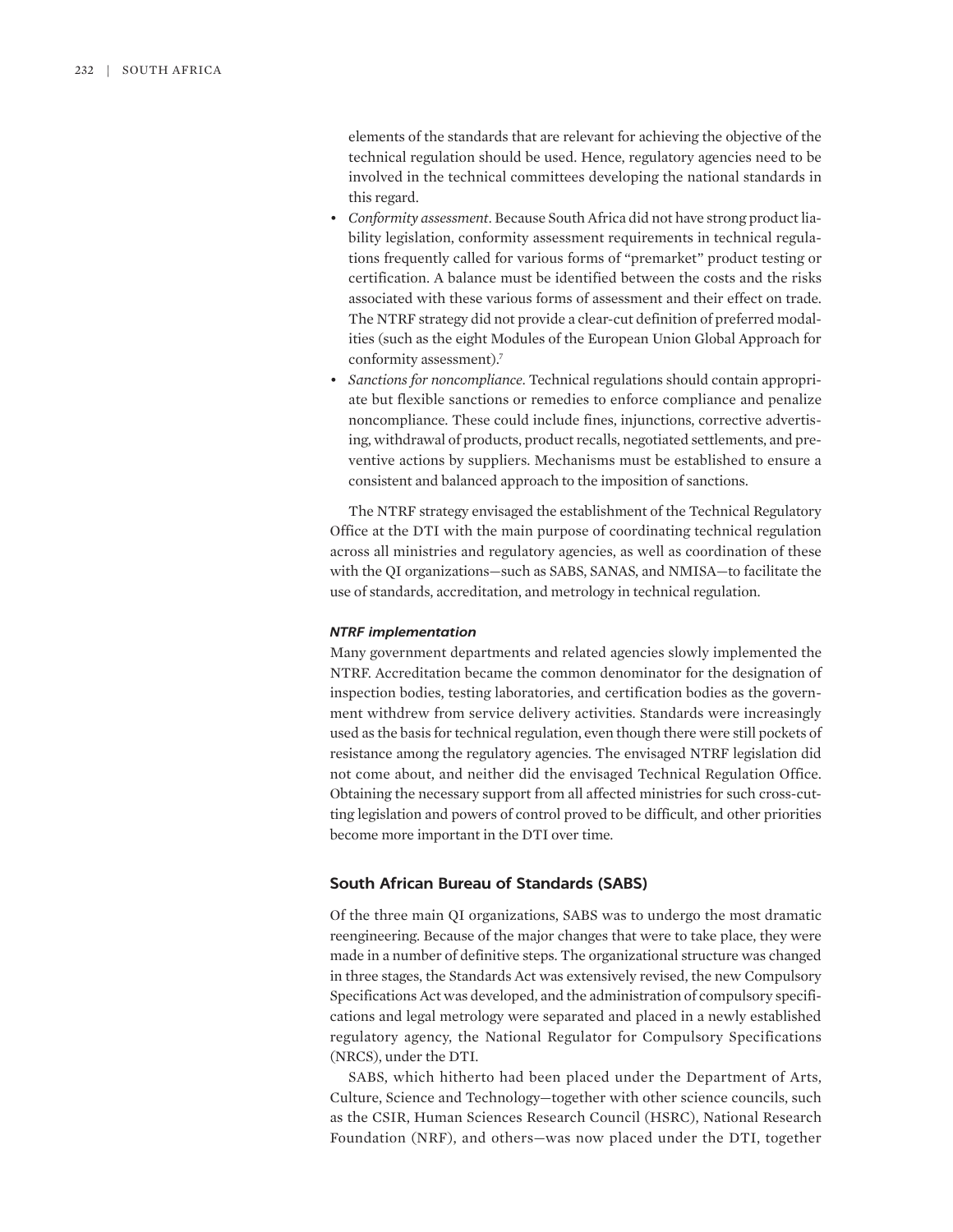elements of the standards that are relevant for achieving the objective of the technical regulation should be used. Hence, regulatory agencies need to be involved in the technical committees developing the national standards in this regard.

- *Conformity assessment*. Because South Africa did not have strong product liability legislation, conformity assessment requirements in technical regulations frequently called for various forms of "premarket" product testing or certification. A balance must be identified between the costs and the risks associated with these various forms of assessment and their effect on trade. The NTRF strategy did not provide a clear-cut definition of preferred modalities (such as the eight Modules of the European Union Global Approach for conformity assessment).[7]
- *Sanctions for noncompliance*. Technical regulations should contain appropriate but flexible sanctions or remedies to enforce compliance and penalize noncompliance. These could include fines, injunctions, corrective advertising, withdrawal of products, product recalls, negotiated settlements, and preventive actions by suppliers. Mechanisms must be established to ensure a consistent and balanced approach to the imposition of sanctions.

The NTRF strategy envisaged the establishment of the Technical Regulatory Office at the DTI with the main purpose of coordinating technical regulation across all ministries and regulatory agencies, as well as coordination of these with the QI organizations—such as SABS, SANAS, and NMISA—to facilitate the use of standards, accreditation, and metrology in technical regulation.

#### *NTRF implementation*

Many government departments and related agencies slowly implemented the NTRF. Accreditation became the common denominator for the designation of inspection bodies, testing laboratories, and certification bodies as the government withdrew from service delivery activities. Standards were increasingly used as the basis for technical regulation, even though there were still pockets of resistance among the regulatory agencies. The envisaged NTRF legislation did not come about, and neither did the envisaged Technical Regulation Office. Obtaining the necessary support from all affected ministries for such cross-cutting legislation and powers of control proved to be difficult, and other priorities become more important in the DTI over time.

### South African Bureau of Standards (SABS)

Of the three main QI organizations, SABS was to undergo the most dramatic reengineering. Because of the major changes that were to take place, they were made in a number of definitive steps. The organizational structure was changed in three stages, the Standards Act was extensively revised, the new Compulsory Specifications Act was developed, and the administration of compulsory specifications and legal metrology were separated and placed in a newly established regulatory agency, the National Regulator for Compulsory Specifications (NRCS), under the DTI.

SABS, which hitherto had been placed under the Department of Arts, Culture, Science and Technology—together with other science councils, such as the CSIR, Human Sciences Research Council (HSRC), National Research Foundation (NRF), and others—was now placed under the DTI, together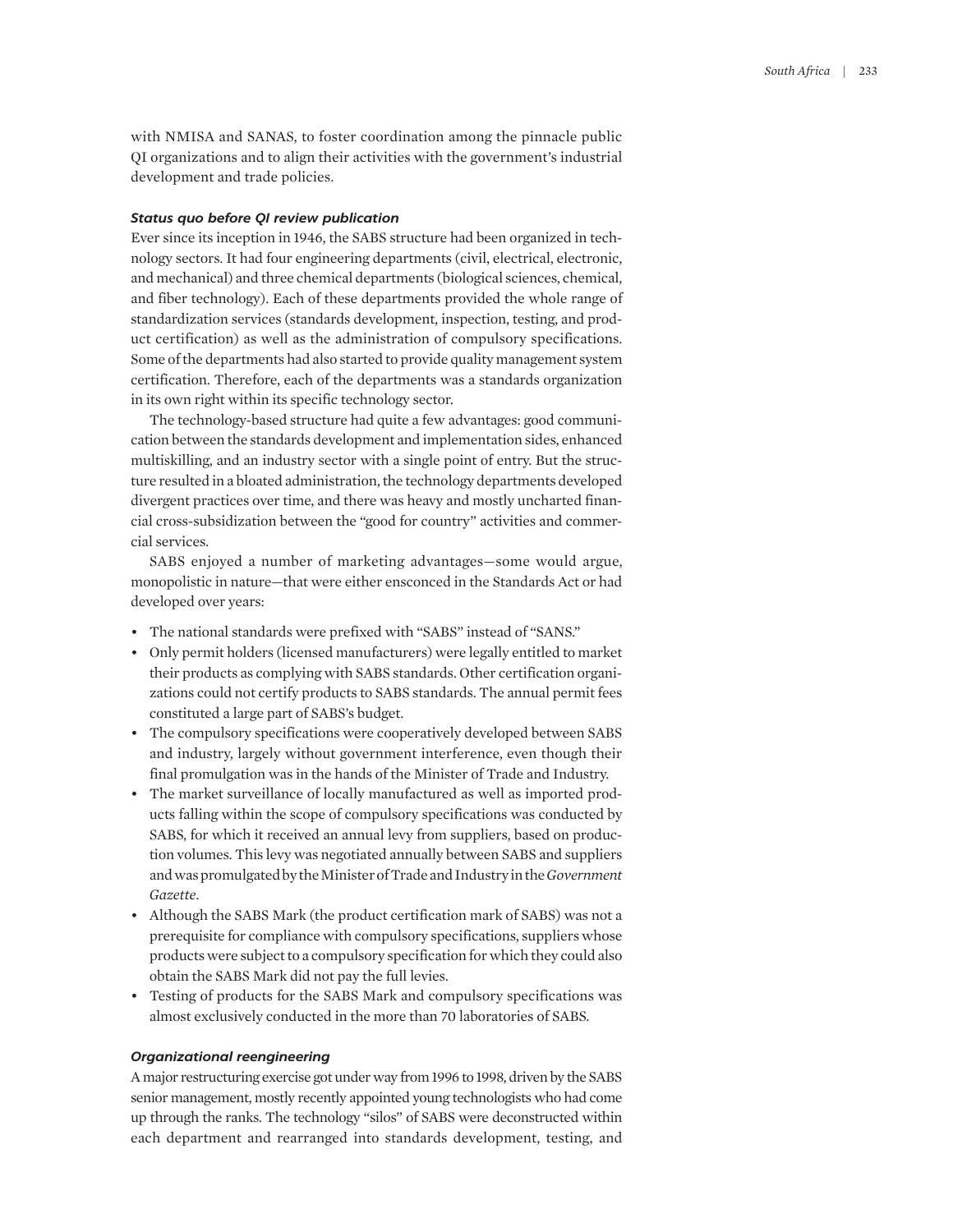with NMISA and SANAS, to foster coordination among the pinnacle public QI organizations and to align their activities with the government's industrial development and trade policies.

### *Status quo before QI review publication*

Ever since its inception in 1946, the SABS structure had been organized in technology sectors. It had four engineering departments (civil, electrical, electronic, and mechanical) and three chemical departments (biological sciences, chemical, and fiber technology). Each of these departments provided the whole range of standardization services (standards development, inspection, testing, and product certification) as well as the administration of compulsory specifications. Some of the departments had also started to provide quality management system certification. Therefore, each of the departments was a standards organization in its own right within its specific technology sector.

The technology-based structure had quite a few advantages: good communication between the standards development and implementation sides, enhanced multiskilling, and an industry sector with a single point of entry. But the structure resulted in a bloated administration, the technology departments developed divergent practices over time, and there was heavy and mostly uncharted financial cross-subsidization between the "good for country" activities and commercial services.

SABS enjoyed a number of marketing advantages—some would argue, monopolistic in nature—that were either ensconced in the Standards Act or had developed over years:

- The national standards were prefixed with "SABS" instead of "SANS."
- Only permit holders (licensed manufacturers) were legally entitled to market their products as complying with SABS standards. Other certification organizations could not certify products to SABS standards. The annual permit fees constituted a large part of SABS's budget.
- The compulsory specifications were cooperatively developed between SABS and industry, largely without government interference, even though their final promulgation was in the hands of the Minister of Trade and Industry.
- The market surveillance of locally manufactured as well as imported products falling within the scope of compulsory specifications was conducted by SABS, for which it received an annual levy from suppliers, based on production volumes. This levy was negotiated annually between SABS and suppliers and was promulgated by the Minister of Trade and Industry in the *Government Gazette*.
- Although the SABS Mark (the product certification mark of SABS) was not a prerequisite for compliance with compulsory specifications, suppliers whose products were subject to a compulsory specification for which they could also obtain the SABS Mark did not pay the full levies.
- Testing of products for the SABS Mark and compulsory specifications was almost exclusively conducted in the more than 70 laboratories of SABS.

### *Organizational reengineering*

A major restructuring exercise got under way from 1996 to 1998, driven by the SABS senior management, mostly recently appointed young technologists who had come up through the ranks. The technology "silos" of SABS were deconstructed within each department and rearranged into standards development, testing, and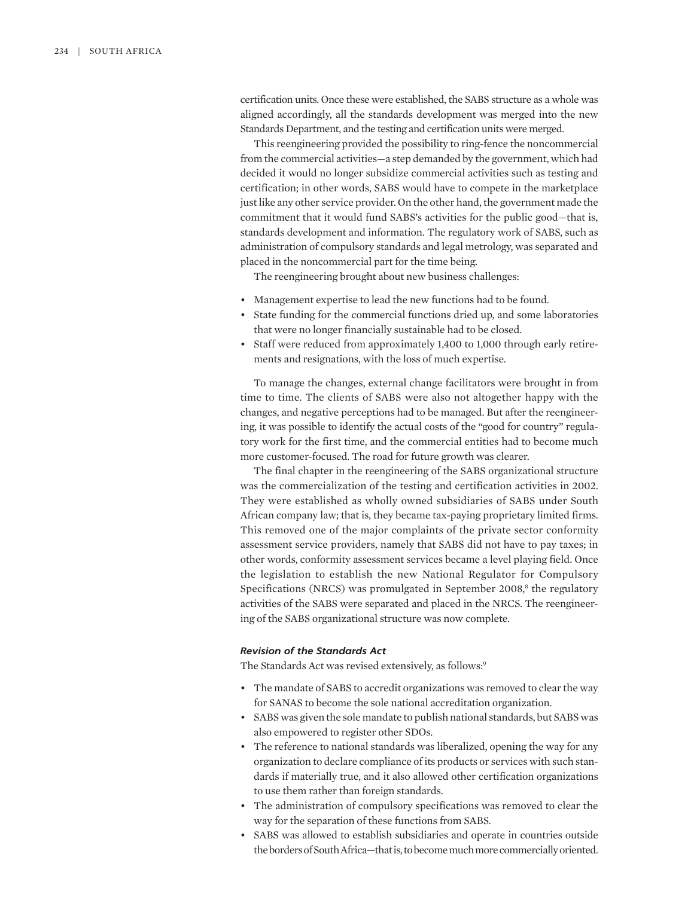certification units. Once these were established, the SABS structure as a whole was aligned accordingly, all the standards development was merged into the new Standards Department, and the testing and certification units were merged.

This reengineering provided the possibility to ring-fence the noncommercial from the commercial activities—a step demanded by the government, which had decided it would no longer subsidize commercial activities such as testing and certification; in other words, SABS would have to compete in the marketplace just like any other service provider. On the other hand, the government made the commitment that it would fund SABS's activities for the public good—that is, standards development and information. The regulatory work of SABS, such as administration of compulsory standards and legal metrology, was separated and placed in the noncommercial part for the time being.

The reengineering brought about new business challenges:

- Management expertise to lead the new functions had to be found.
- State funding for the commercial functions dried up, and some laboratories that were no longer financially sustainable had to be closed.
- Staff were reduced from approximately 1,400 to 1,000 through early retirements and resignations, with the loss of much expertise.

To manage the changes, external change facilitators were brought in from time to time. The clients of SABS were also not altogether happy with the changes, and negative perceptions had to be managed. But after the reengineering, it was possible to identify the actual costs of the "good for country" regulatory work for the first time, and the commercial entities had to become much more customer-focused. The road for future growth was clearer.

The final chapter in the reengineering of the SABS organizational structure was the commercialization of the testing and certification activities in 2002. They were established as wholly owned subsidiaries of SABS under South African company law; that is, they became tax-paying proprietary limited firms. This removed one of the major complaints of the private sector conformity assessment service providers, namely that SABS did not have to pay taxes; in other words, conformity assessment services became a level playing field. Once the legislation to establish the new National Regulator for Compulsory Specifications (NRCS) was promulgated in September 2008,[8] the regulatory activities of the SABS were separated and placed in the NRCS. The reengineering of the SABS organizational structure was now complete.

#### *Revision of the Standards Act*

The Standards Act was revised extensively, as follows:[9]

- The mandate of SABS to accredit organizations was removed to clear the way for SANAS to become the sole national accreditation organization.
- SABS was given the sole mandate to publish national standards, but SABS was also empowered to register other SDOs.
- The reference to national standards was liberalized, opening the way for any organization to declare compliance of its products or services with such standards if materially true, and it also allowed other certification organizations to use them rather than foreign standards.
- The administration of compulsory specifications was removed to clear the way for the separation of these functions from SABS.
- SABS was allowed to establish subsidiaries and operate in countries outside the borders of South Africa—that is, to become much more commercially oriented.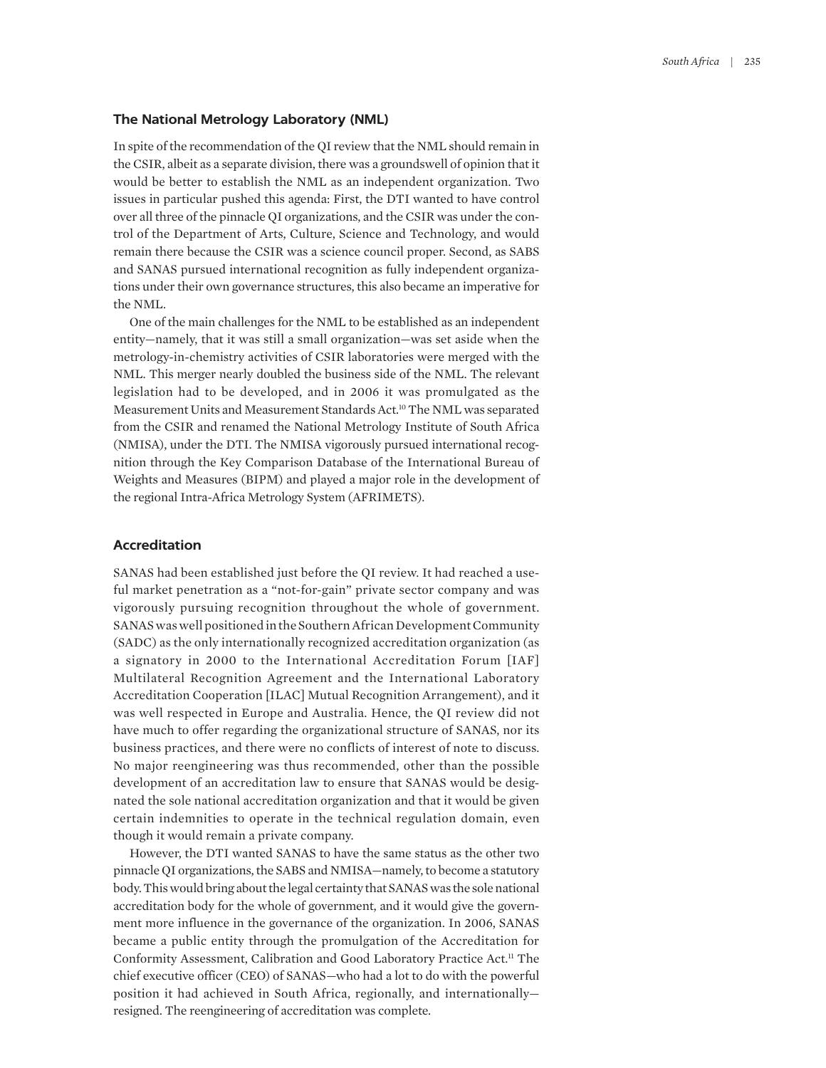### The National Metrology Laboratory (NML)

In spite of the recommendation of the QI review that the NML should remain in the CSIR, albeit as a separate division, there was a groundswell of opinion that it would be better to establish the NML as an independent organization. Two issues in particular pushed this agenda: First, the DTI wanted to have control over all three of the pinnacle QI organizations, and the CSIR was under the control of the Department of Arts, Culture, Science and Technology, and would remain there because the CSIR was a science council proper. Second, as SABS and SANAS pursued international recognition as fully independent organizations under their own governance structures, this also became an imperative for the NML.

One of the main challenges for the NML to be established as an independent entity—namely, that it was still a small organization—was set aside when the metrology-in-chemistry activities of CSIR laboratories were merged with the NML. This merger nearly doubled the business side of the NML. The relevant legislation had to be developed, and in 2006 it was promulgated as the Measurement Units and Measurement Standards Act.[10] The NML was separated from the CSIR and renamed the National Metrology Institute of South Africa (NMISA), under the DTI. The NMISA vigorously pursued international recognition through the Key Comparison Database of the International Bureau of Weights and Measures (BIPM) and played a major role in the development of the regional Intra-Africa Metrology System (AFRIMETS).

### Accreditation

SANAS had been established just before the QI review. It had reached a useful market penetration as a "not-for-gain" private sector company and was vigorously pursuing recognition throughout the whole of government. SANAS was well positioned in the Southern African Development Community (SADC) as the only internationally recognized accreditation organization (as a signatory in 2000 to the International Accreditation Forum [IAF] Multilateral Recognition Agreement and the International Laboratory Accreditation Cooperation [ILAC] Mutual Recognition Arrangement), and it was well respected in Europe and Australia. Hence, the QI review did not have much to offer regarding the organizational structure of SANAS, nor its business practices, and there were no conflicts of interest of note to discuss. No major reengineering was thus recommended, other than the possible development of an accreditation law to ensure that SANAS would be designated the sole national accreditation organization and that it would be given certain indemnities to operate in the technical regulation domain, even though it would remain a private company.

However, the DTI wanted SANAS to have the same status as the other two pinnacle QI organizations, the SABS and NMISA—namely, to become a statutory body. This would bring about the legal certainty that SANAS was the sole national accreditation body for the whole of government, and it would give the government more influence in the governance of the organization. In 2006, SANAS became a public entity through the promulgation of the Accreditation for Conformity Assessment, Calibration and Good Laboratory Practice Act.[11] The chief executive officer (CEO) of SANAS—who had a lot to do with the powerful position it had achieved in South Africa, regionally, and internationally—resigned. The reengineering of accreditation was complete.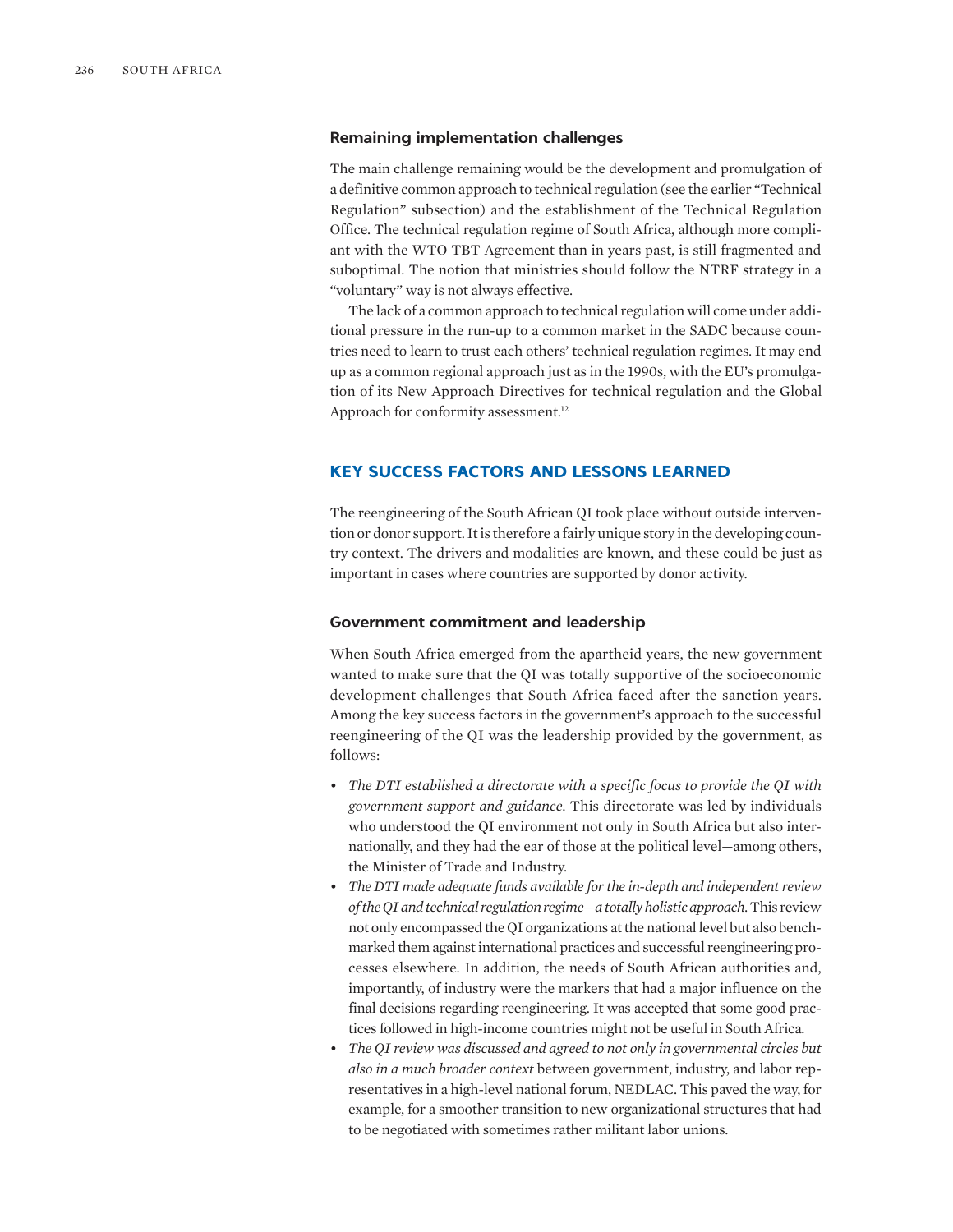### Remaining implementation challenges

The main challenge remaining would be the development and promulgation of a definitive common approach to technical regulation (see the earlier "Technical Regulation" subsection) and the establishment of the Technical Regulation Office. The technical regulation regime of South Africa, although more compliant with the WTO TBT Agreement than in years past, is still fragmented and suboptimal. The notion that ministries should follow the NTRF strategy in a "voluntary" way is not always effective.

The lack of a common approach to technical regulation will come under additional pressure in the run-up to a common market in the SADC because countries need to learn to trust each others' technical regulation regimes. It may end up as a common regional approach just as in the 1990s, with the EU's promulgation of its New Approach Directives for technical regulation and the Global Approach for conformity assessment.[12]

## KEY SUCCESS FACTORS AND LESSONS LEARNED

The reengineering of the South African QI took place without outside intervention or donor support. It is therefore a fairly unique story in the developing country context. The drivers and modalities are known, and these could be just as important in cases where countries are supported by donor activity.

### Government commitment and leadership

When South Africa emerged from the apartheid years, the new government wanted to make sure that the QI was totally supportive of the socioeconomic development challenges that South Africa faced after the sanction years. Among the key success factors in the government's approach to the successful reengineering of the QI was the leadership provided by the government, as follows:

- *The DTI established a directorate with a specific focus to provide the QI with government support and guidance.* This directorate was led by individuals who understood the QI environment not only in South Africa but also internationally, and they had the ear of those at the political level—among others, the Minister of Trade and Industry.
- *The DTI made adequate funds available for the in-depth and independent review of the QI and technical regulation regime—a totally holistic approach.* This review not only encompassed the QI organizations at the national level but also benchmarked them against international practices and successful reengineering processes elsewhere. In addition, the needs of South African authorities and, importantly, of industry were the markers that had a major influence on the final decisions regarding reengineering. It was accepted that some good practices followed in high-income countries might not be useful in South Africa.
- *The QI review was discussed and agreed to not only in governmental circles but also in a much broader context* between government, industry, and labor representatives in a high-level national forum, NEDLAC. This paved the way, for example, for a smoother transition to new organizational structures that had to be negotiated with sometimes rather militant labor unions.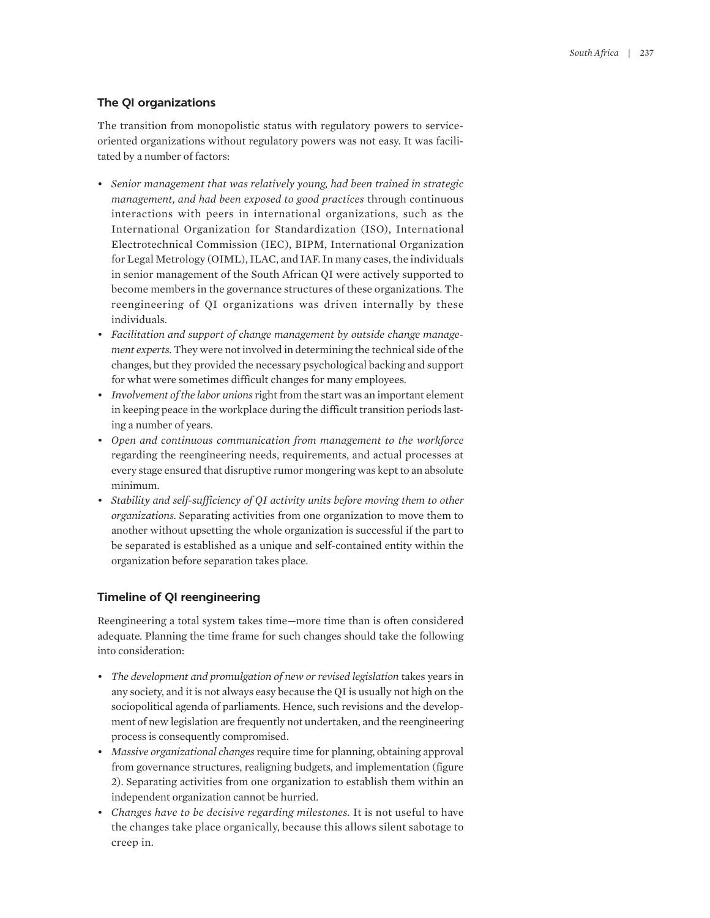## The QI organizations

The transition from monopolistic status with regulatory powers to service-oriented organizations without regulatory powers was not easy. It was facilitated by a number of factors:

- *Senior management that was relatively young, had been trained in strategic management, and had been exposed to good practices* through continuous interactions with peers in international organizations, such as the International Organization for Standardization (ISO), International Electrotechnical Commission (IEC), BIPM, International Organization for Legal Metrology (OIML), ILAC, and IAF. In many cases, the individuals in senior management of the South African QI were actively supported to become members in the governance structures of these organizations. The reengineering of QI organizations was driven internally by these individuals.
- *Facilitation and support of change management by outside change management experts.* They were not involved in determining the technical side of the changes, but they provided the necessary psychological backing and support for what were sometimes difficult changes for many employees.
- *Involvement of the labor unions* right from the start was an important element in keeping peace in the workplace during the difficult transition periods lasting a number of years.
- *Open and continuous communication from management to the workforce* regarding the reengineering needs, requirements, and actual processes at every stage ensured that disruptive rumor mongering was kept to an absolute minimum.
- *Stability and self-sufficiency of QI activity units before moving them to other organizations.* Separating activities from one organization to move them to another without upsetting the whole organization is successful if the part to be separated is established as a unique and self-contained entity within the organization before separation takes place.

## Timeline of QI reengineering

Reengineering a total system takes time—more time than is often considered adequate. Planning the time frame for such changes should take the following into consideration:

- *The development and promulgation of new or revised legislation* takes years in any society, and it is not always easy because the QI is usually not high on the sociopolitical agenda of parliaments. Hence, such revisions and the development of new legislation are frequently not undertaken, and the reengineering process is consequently compromised.
- *Massive organizational changes* require time for planning, obtaining approval from governance structures, realigning budgets, and implementation (figure 2). Separating activities from one organization to establish them within an independent organization cannot be hurried.
- *Changes have to be decisive regarding milestones.* It is not useful to have the changes take place organically, because this allows silent sabotage to creep in.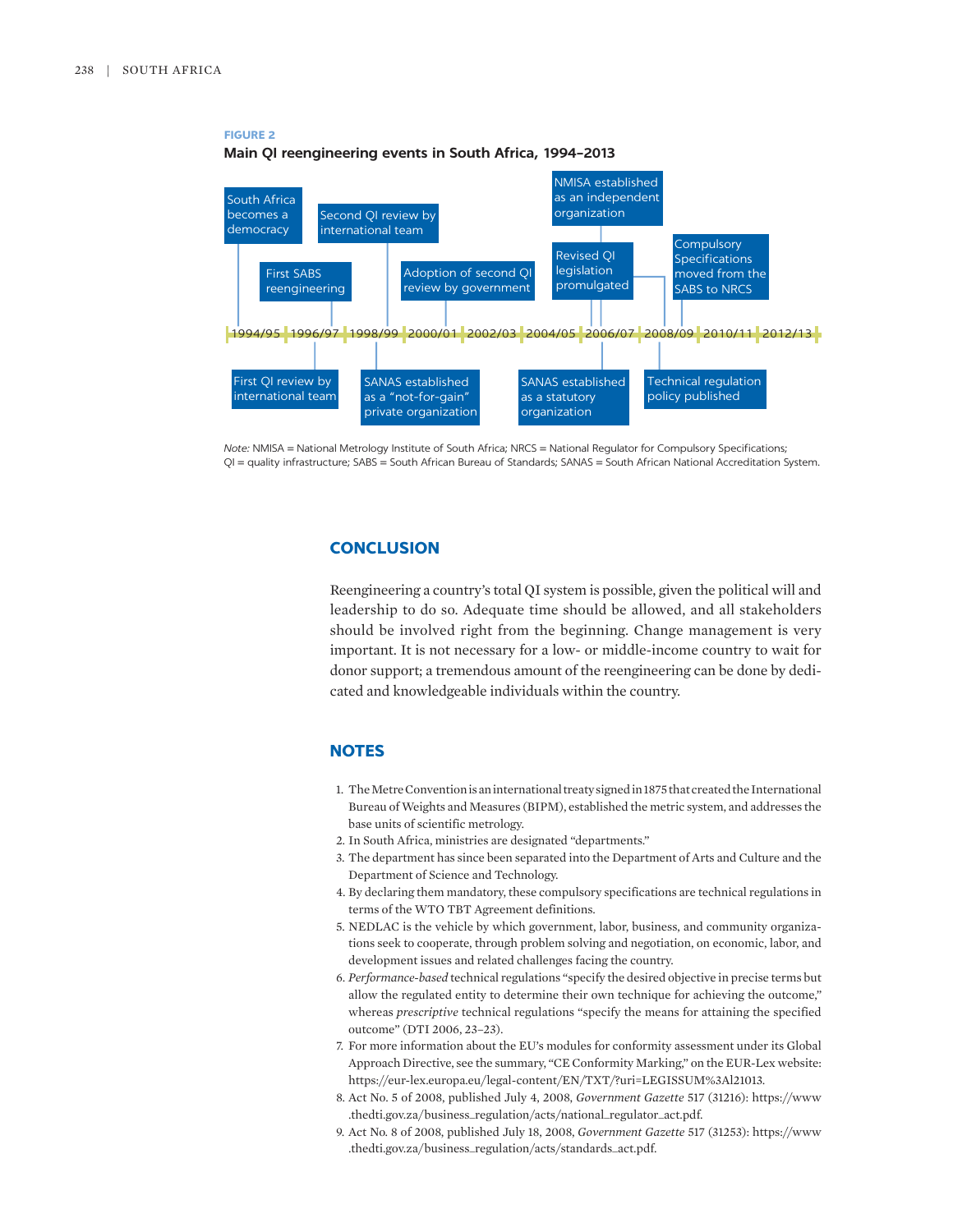**FIGURE 2**

**Main QI reengineering events in South Africa, 1994–2013**

| Period | Event(s) |
|---|---|
| 1994/95 | South Africa becomes a democracy |
| 1996/97 | First QI review by international team; First SABS reengineering |
| 1998/99 | SANAS established as a "not-for-gain" private organization; Second QI review by international team |
| 2000/01 | Adoption of second QI review by government |
| 2006/07 | Revised QI legislation promulgated; NMISA established as an independent organization; SANAS established as a statutory organization |
| 2008/09 | Technical regulation policy published; Compulsory Specifications moved from the SABS to NRCS |

*Note:* NMISA = National Metrology Institute of South Africa; NRCS = National Regulator for Compulsory Specifications; QI = quality infrastructure; SABS = South African Bureau of Standards; SANAS = South African National Accreditation System.

## CONCLUSION

Reengineering a country's total QI system is possible, given the political will and leadership to do so. Adequate time should be allowed, and all stakeholders should be involved right from the beginning. Change management is very important. It is not necessary for a low- or middle-income country to wait for donor support; a tremendous amount of the reengineering can be done by dedicated and knowledgeable individuals within the country.

## NOTES

1. The Metre Convention is an international treaty signed in 1875 that created the International Bureau of Weights and Measures (BIPM), established the metric system, and addresses the base units of scientific metrology.
2. In South Africa, ministries are designated "departments."
3. The department has since been separated into the Department of Arts and Culture and the Department of Science and Technology.
4. By declaring them mandatory, these compulsory specifications are technical regulations in terms of the WTO TBT Agreement definitions.
5. NEDLAC is the vehicle by which government, labor, business, and community organizations seek to cooperate, through problem solving and negotiation, on economic, labor, and development issues and related challenges facing the country.
6. *Performance-based* technical regulations "specify the desired objective in precise terms but allow the regulated entity to determine their own technique for achieving the outcome," whereas *prescriptive* technical regulations "specify the means for attaining the specified outcome" (DTI 2006, 23–23).
7. For more information about the EU's modules for conformity assessment under its Global Approach Directive, see the summary, "CE Conformity Marking," on the EUR-Lex website: https://eur-lex.europa.eu/legal-content/EN/TXT/?uri=LEGISSUM%3Al21013.
8. Act No. 5 of 2008, published July 4, 2008, *Government Gazette* 517 (31216): https://www.thedti.gov.za/business_regulation/acts/national_regulator_act.pdf.
9. Act No. 8 of 2008, published July 18, 2008, *Government Gazette* 517 (31253): https://www.thedti.gov.za/business_regulation/acts/standards_act.pdf.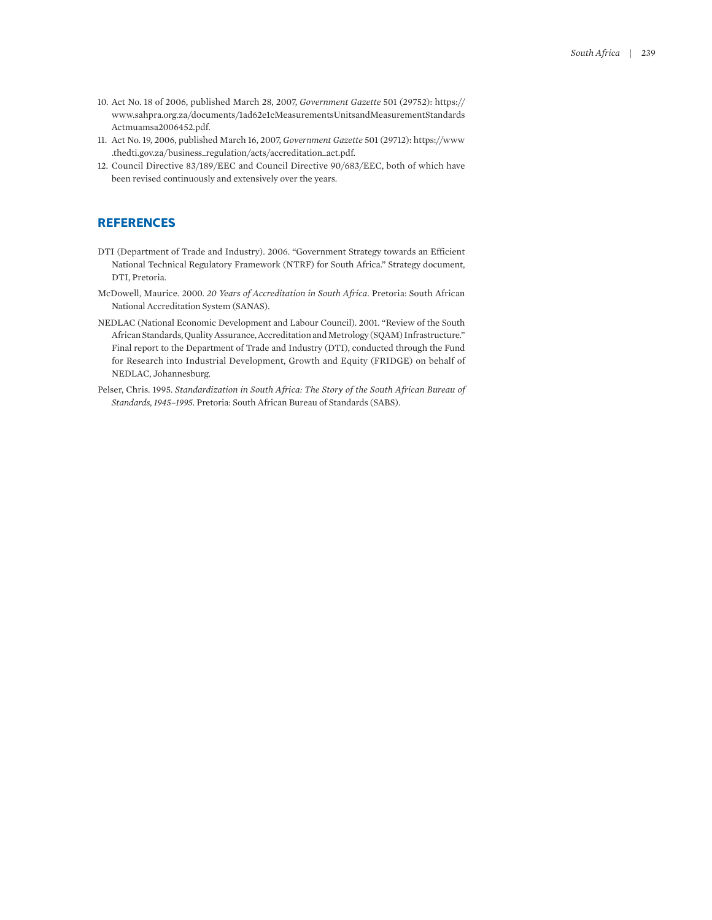10. Act No. 18 of 2006, published March 28, 2007, *Government Gazette* 501 (29752): https://www.sahpra.org.za/documents/1ad62e1cMeasurementsUnitsandMeasurementStandardsActmuamsa2006452.pdf.
11. Act No. 19, 2006, published March 16, 2007, *Government Gazette* 501 (29712): https://www.thedti.gov.za/business_regulation/acts/accreditation_act.pdf.
12. Council Directive 83/189/EEC and Council Directive 90/683/EEC, both of which have been revised continuously and extensively over the years.

## REFERENCES

DTI (Department of Trade and Industry). 2006. "Government Strategy towards an Efficient National Technical Regulatory Framework (NTRF) for South Africa." Strategy document, DTI, Pretoria.

McDowell, Maurice. 2000. *20 Years of Accreditation in South Africa*. Pretoria: South African National Accreditation System (SANAS).

NEDLAC (National Economic Development and Labour Council). 2001. "Review of the South African Standards, Quality Assurance, Accreditation and Metrology (SQAM) Infrastructure." Final report to the Department of Trade and Industry (DTI), conducted through the Fund for Research into Industrial Development, Growth and Equity (FRIDGE) on behalf of NEDLAC, Johannesburg.

Pelser, Chris. 1995. *Standardization in South Africa: The Story of the South African Bureau of Standards, 1945–1995*. Pretoria: South African Bureau of Standards (SABS).